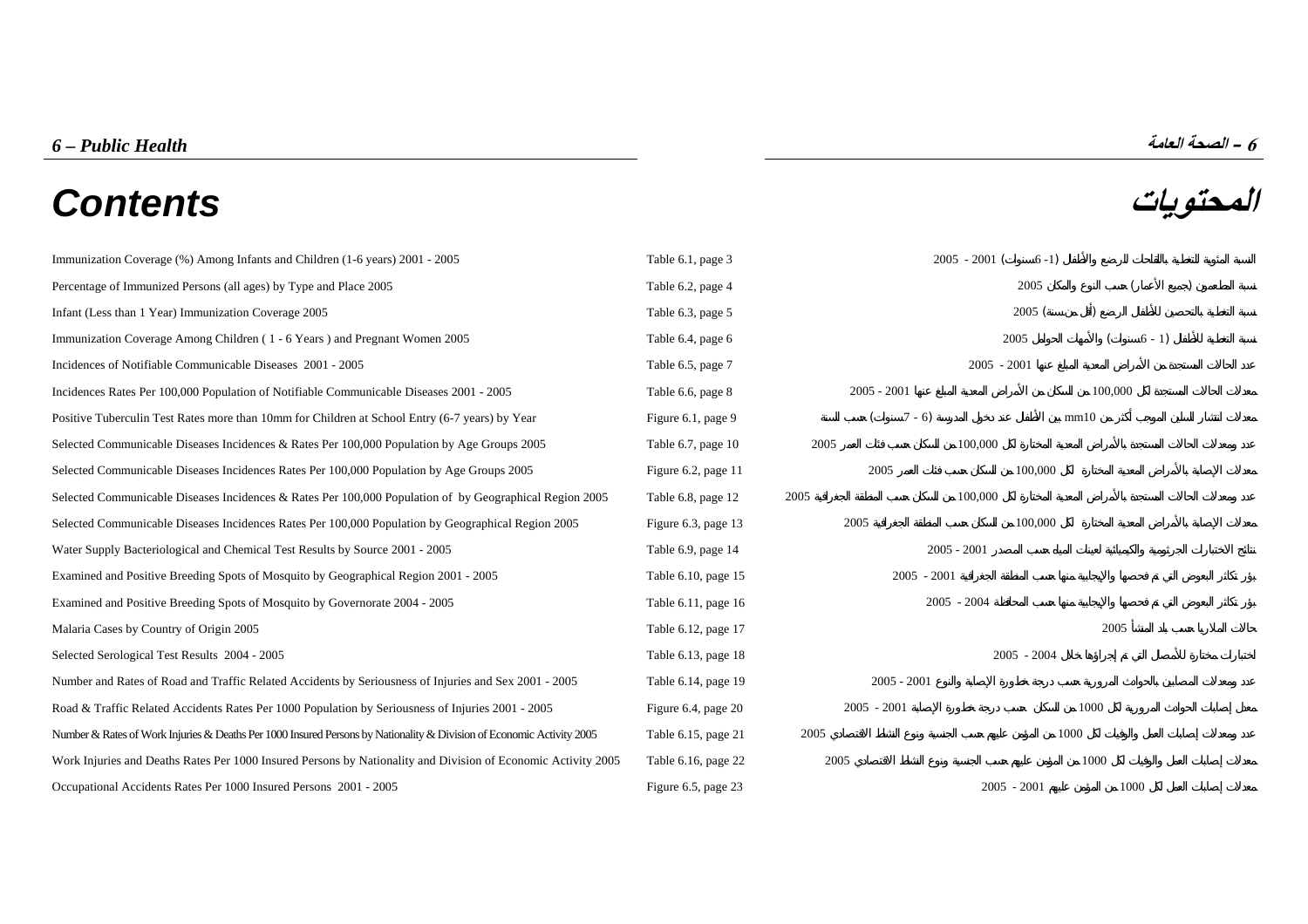# Contents

# المحتويات

| Contents | Reference | المحتويات |
|---|---|---|
| Immunization Coverage (%) Among Infants and Children (1-6 years) 2001 - 2005 | Table 6.1, page 3 | النسبة المئوية للتغطية باللقاحات للرضع والأطفال (1-6سنوات) 2001 - 2005 |
| Percentage of Immunized Persons (all ages) by Type and Place 2005 | Table 6.2, page 4 | نسبة المطعمين (جميع الأعمار) حسب النوع والمكان 2005 |
| Infant (Less than 1 Year) Immunization Coverage 2005 | Table 6.3, page 5 | نسبة التغطية بالتحصين للأطفال الرضع (أقل من سنة) 2005 |
| Immunization Coverage Among Children ( 1 - 6 Years ) and Pregnant Women 2005 | Table 6.4, page 6 | نسبة التغطية للأطفال (1 - 6سنوات) والأمهات الحوامل 2005 |
| Incidences of Notifiable Communicable Diseases 2001 - 2005 | Table 6.5, page 7 | عدد الحالات المستجدة من الأمراض المعدية المبلغ عنها 2001 - 2005 |
| Incidences Rates Per 100,000 Population of Notifiable Communicable Diseases 2001 - 2005 | Table 6.6, page 8 | معدلات الحالات المستجدة لكل 100,000 من السكان من الأمراض المعدية المبلغ عنها 2001 - 2005 |
| Positive Tuberculin Test Rates more than 10mm for Children at School Entry (6-7 years) by Year | Figure 6.1, page 9 | معدلات انتشار السلين الموجب أكثر من 10mm بين الأطفال عند دخول المدرسة (6 - 7سنوات) حسب السنة |
| Selected Communicable Diseases Incidences & Rates Per 100,000 Population by Age Groups 2005 | Table 6.7, page 10 | عدد ومعدلات الحالات المستجدة بالأمراض المعدية المختارة لكل 100,000 من السكان حسب فئات العمر 2005 |
| Selected Communicable Diseases Incidences Rates Per 100,000 Population by Age Groups 2005 | Figure 6.2, page 11 | معدلات الإصابة بالأمراض المعدية المختارة لكل 100,000 من السكان حسب فئات العمر 2005 |
| Selected Communicable Diseases Incidences & Rates Per 100,000 Population of by Geographical Region 2005 | Table 6.8, page 12 | عدد ومعدلات الحالات المستجدة بالأمراض المعدية المختارة لكل 100,000 من السكان حسب المنطقة الجغرافية 2005 |
| Selected Communicable Diseases Incidences Rates Per 100,000 Population by Geographical Region 2005 | Figure 6.3, page 13 | معدلات الإصابة بالأمراض المعدية المختارة لكل 100,000 من السكان حسب المنطقة الجغرافية 2005 |
| Water Supply Bacteriological and Chemical Test Results by Source 2001 - 2005 | Table 6.9, page 14 | نتائج الاختبارات الجرثومية والكيميائية لعينات المياه حسب المصدر 2001 - 2005 |
| Examined and Positive Breeding Spots of Mosquito by Geographical Region 2001 - 2005 | Table 6.10, page 15 | بؤر تكاثر البعوض التي تم فحصها والإيجابية منها حسب المنطقة الجغرافية 2001 - 2005 |
| Examined and Positive Breeding Spots of Mosquito by Governorate 2004 - 2005 | Table 6.11, page 16 | بؤر تكاثر البعوض التي تم فحصها والإيجابية منها حسب المحافظة 2004 - 2005 |
| Malaria Cases by Country of Origin 2005 | Table 6.12, page 17 | حالات الملاريا حسب بلد المنشأ 2005 |
| Selected Serological Test Results 2004 - 2005 | Table 6.13, page 18 | اختبارات مختارة للأمصال التي تم إجراؤها خلال 2004 - 2005 |
| Number and Rates of Road and Traffic Related Accidents by Seriousness of Injuries and Sex 2001 - 2005 | Table 6.14, page 19 | عدد ومعدلات المصابين بالحوادث المرورية حسب درجة خطورة الإصابة والنوع 2001 - 2005 |
| Road & Traffic Related Accidents Rates Per 1000 Population by Seriousness of Injuries 2001 - 2005 | Figure 6.4, page 20 | معدل إصابات الحوادث المرورية لكل 1000 من السكان حسب درجة خطورة الإصابة 2001 - 2005 |
| Number & Rates of Work Injuries & Deaths Per 1000 Insured Persons by Nationality & Division of Economic Activity 2005 | Table 6.15, page 21 | عدد ومعدلات إصابات العمل والوفيات لكل 1000 من المؤمن عليهم حسب الجنسية ونوع النشاط الاقتصادي 2005 |
| Work Injuries and Deaths Rates Per 1000 Insured Persons by Nationality and Division of Economic Activity 2005 | Table 6.16, page 22 | معدلات إصابات العمل والوفيات لكل 1000 من المؤمن عليهم حسب الجنسية ونوع النشاط الاقتصادي 2005 |
| Occupational Accidents Rates Per 1000 Insured Persons 2001 - 2005 | Figure 6.5, page 23 | معدلات إصابات العمل لكل 1000 من المؤمن عليهم 2001 - 2005 |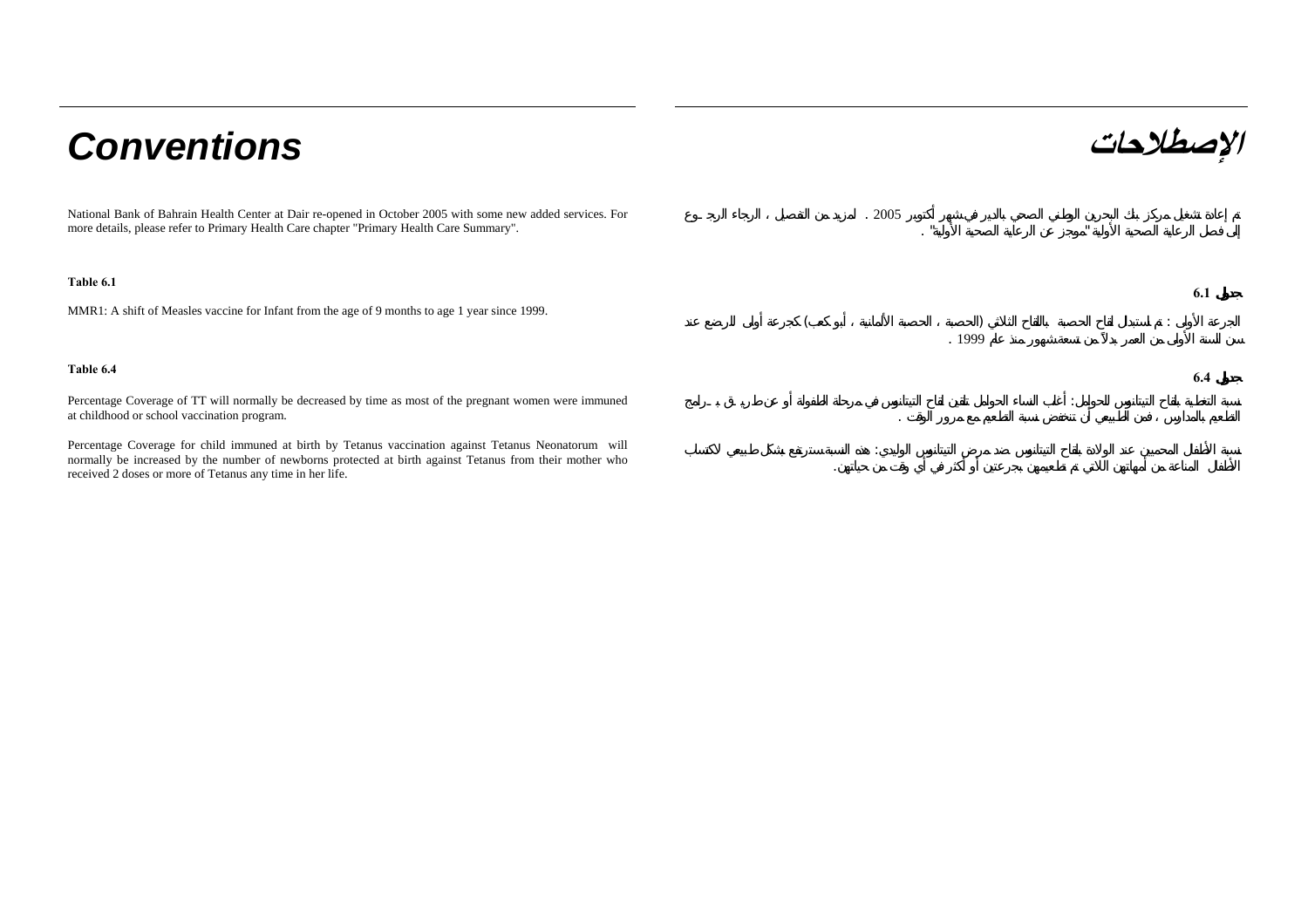# Conventions

National Bank of Bahrain Health Center at Dair re-opened in October 2005 with some new added services. For more details, please refer to Primary Health Care chapter "Primary Health Care Summary".

**Table 6.1**

MMR1: A shift of Measles vaccine for Infant from the age of 9 months to age 1 year since 1999.

**Table 6.4**

Percentage Coverage of TT will normally be decreased by time as most of the pregnant women were immuned at childhood or school vaccination program.

Percentage Coverage for child immuned at birth by Tetanus vaccination against Tetanus Neonatorum will normally be increased by the number of newborns protected at birth against Tetanus from their mother who received 2 doses or more of Tetanus any time in her life.

# الإصطلاحات

تم إعادة تشغيل مركز بنك البحرين الوطني الصحي بالدير في شهر أكتوبر 2005 . لمزيد من التفصيل ، الرجاء الرجوع إلى فصل الرعاية الصحية الأولية "موجز عن الرعاية الصحية الأولية" .

**جدول 6.1**

الجرعة الأولى : تم استبدال لقاح الحصبة باللقاح الثلاثي (الحصبة ، الحصبة الألمانية ، أبو كعب) كجرعة أولى للرضع عند سن السنة الأولى من العمر بدلاً من تسعة شهور منذ عام 1999 .

**جدول 6.4**

نسبة التغطية بلقاح التيتانوس للحوامل: أغلب النساء الحوامل تلقين لقاح التيتانوس في مرحلة الطفولة أو عن طريق برامج التطعيم بالمدارس ، فمن الطبيعي أن تنخفض نسبة التطعيم مع مرور الوقت .

نسبة الأطفال المحميين عند الولادة بلقاح التيتانوس ضد مرض التيتانوس الوليدي: هذه النسبة سترتفع بشكل طبيعي لاكتساب الأطفال المناعة من أمهاتهن اللاتي تم تطعيمهن بجرعتين أو أكثر في أي وقت من حياتهن.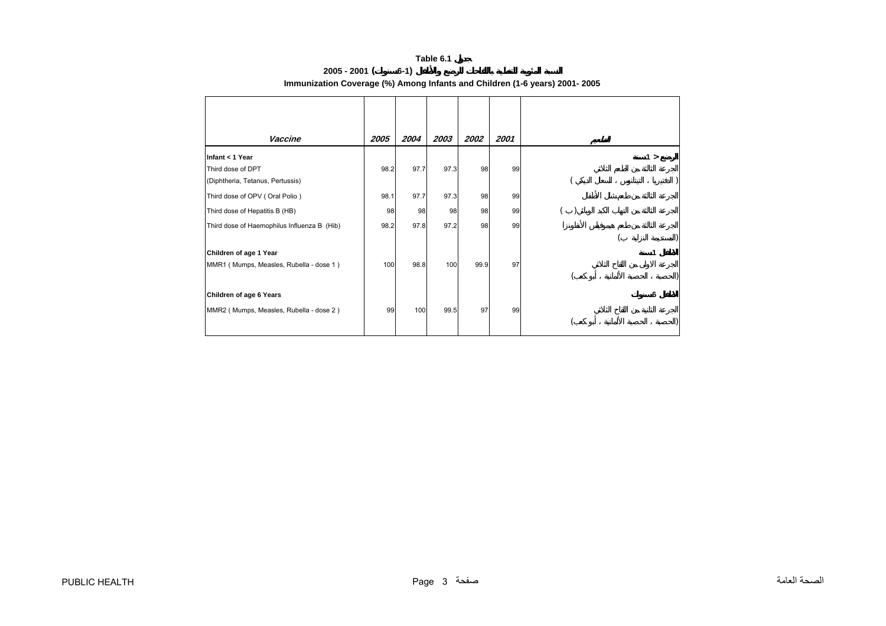# Table 6.1 جدول

## النسبة المئوية للتغطية باللقاحات للرضع والأطفال (1-6سنوات) 2001 - 2005

## Immunization Coverage (%) Among Infants and Children (1-6 years) 2001- 2005

| *Vaccine* | *2005* | *2004* | *2003* | *2002* | *2001* | *التطعيم* |
|---|---|---|---|---|---|---|
| **Infant < 1 Year** | | | | | | **الرضع < 1سنة** |
| Third dose of DPT (Diphtheria, Tetanus, Pertussis) | 98.2 | 97.7 | 97.3 | 98 | 99 | الجرعة الثالثة من الطعم الثلاثي ( الدفتيريا ، التيتانوس ، السعال الديكي ) |
| Third dose of OPV ( Oral Polio ) | 98.1 | 97.7 | 97.3 | 98 | 99 | الجرعة الثالثة من طعم شلل الأطفال |
| Third dose of Hepatitis B (HB) | 98 | 98 | 98 | 98 | 99 | الجرعة الثالثة من التهاب الكبد الوبائي( ب ) |
| Third dose of Haemophilus Influenza B (Hib) | 98.2 | 97.8 | 97.2 | 98 | 99 | الجرعة الثالثة من طعم هيموفيلس الأنفلونزا (المستدمية النزلية ب) |
| **Children of age 1 Year** | | | | | | **الأطفال 1سنة** |
| MMR1 ( Mumps, Measles, Rubella - dose 1 ) | 100 | 98.8 | 100 | 99.9 | 97 | الجرعة الاولى من اللقاح الثلاثي (الحصبة ، الحصبة الألمانية ، أبو كعب) |
| **Children of age 6 Years** | | | | | | **الأطفال 6سنوات** |
| MMR2 ( Mumps, Measles, Rubella - dose 2 ) | 99 | 100 | 99.5 | 97 | 99 | الجرعة الثانية من اللقاح الثلاثي (الحصبة ، الحصبة الألمانية ، أبو كعب) |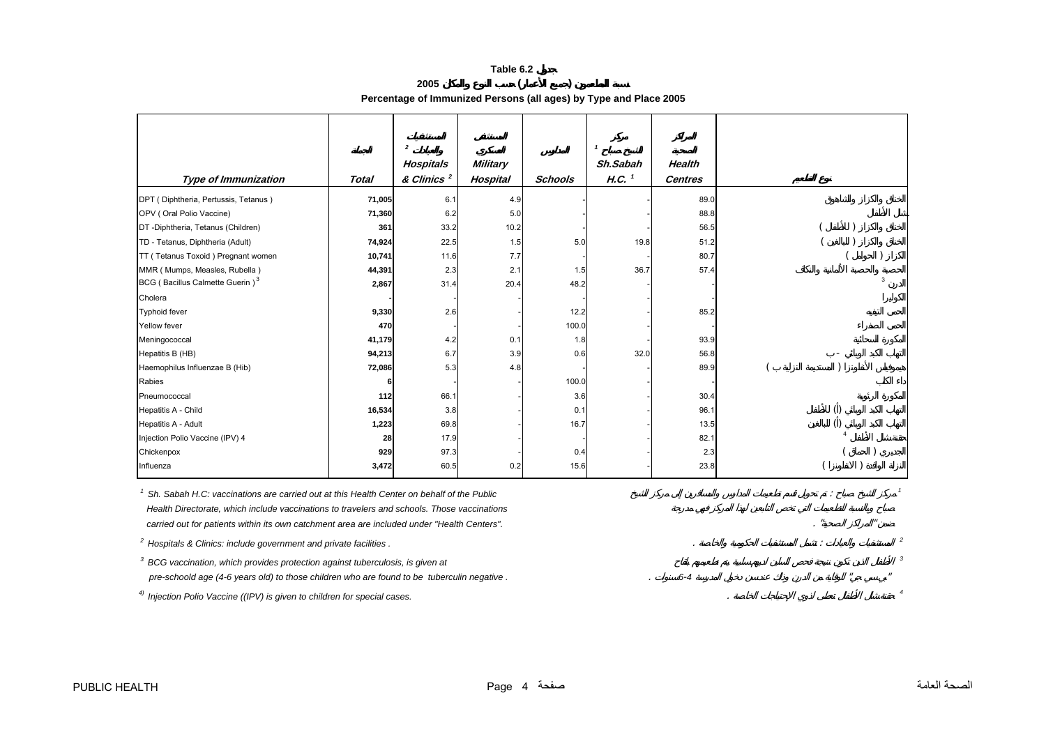# Table 6.2 جدول

## نسبة المطعمين (جميع الأعمار) حسب النوع والمكان 2005

## Percentage of Immunized Persons (all ages) by Type and Place 2005

| Type of Immunization | الجملة Total | المستشفيات والعيادات [2] Hospitals & Clinics [2] | المستشفى العسكري Military Hospital | المدارس Schools | مركز الشيخ صباح [1] Sh.Sabah H.C. [1] | المراكز الصحية Health Centres | نوع التطعيم |
|---|---|---|---|---|---|---|---|
| DPT ( Diphtheria, Pertussis, Tetanus ) | 71,005 | 6.1 | 4.9 | - | - | 89.0 | الخانق والكزاز والشاهوق |
| OPV ( Oral Polio Vaccine) | 71,360 | 6.2 | 5.0 | - | - | 88.8 | شلل الأطفال |
| DT -Diphtheria, Tetanus (Children) | 361 | 33.2 | 10.2 | - | - | 56.5 | الخانق والكزاز ( للأطفال ) |
| TD - Tetanus, Diphtheria (Adult) | 74,924 | 22.5 | 1.5 | 5.0 | 19.8 | 51.2 | الخانق والكزاز ( للبالغين ) |
| TT ( Tetanus Toxoid ) Pregnant women | 10,741 | 11.6 | 7.7 | - | - | 80.7 | الكزاز ( الحوامل ) |
| MMR ( Mumps, Measles, Rubella ) | 44,391 | 2.3 | 2.1 | 1.5 | 36.7 | 57.4 | الحصبة والحصبة الألمانية والنكاف |
| BCG ( Bacillus Calmette Guerin ) [3] | 2,867 | 31.4 | 20.4 | 48.2 | - | - | الدرن [3] |
| Cholera | - | - | - | - | - | - | الكوليرا |
| Typhoid fever | 9,330 | 2.6 | - | 12.2 | - | 85.2 | الحمى التيفية |
| Yellow fever | 470 | - | - | 100.0 | - | - | الحمى الصفراء |
| Meningococcal | 41,179 | 4.2 | 0.1 | 1.8 | - | 93.9 | المكورة السحائية |
| Hepatitis B (HB) | 94,213 | 6.7 | 3.9 | 0.6 | 32.0 | 56.8 | التهاب الكبد الوبائي - ب |
| Haemophilus Influenzae B (Hib) | 72,086 | 5.3 | 4.8 | - | - | 89.9 | هيموفيلس الأنفلونزا ( المستدمية النزلية ب ) |
| Rabies | 6 | - | - | 100.0 | - | - | داء الكلب |
| Pneumococcal | 112 | 66.1 | - | 3.6 | - | 30.4 | المكورة الرئوية |
| Hepatitis A - Child | 16,534 | 3.8 | - | 0.1 | - | 96.1 | التهاب الكبد الوبائي (أ) للأطفال |
| Hepatitis A - Adult | 1,223 | 69.8 | - | 16.7 | - | 13.5 | التهاب الكبد الوبائي (أ) للبالغين |
| Injection Polio Vaccine (IPV) 4 | 28 | 17.9 | - | - | - | 82.1 | حقنة شلل الأطفال [4] |
| Chickenpox | 929 | 97.3 | - | 0.4 | - | 2.3 | الجديري ( الحماق ) |
| Influenza | 3,472 | 60.5 | 0.2 | 15.6 | - | 23.8 | النزلة الوافدة ( الانفلونزا ) |

[1] Sh. Sabah H.C: vaccinations are carried out at this Health Center on behalf of the Public Health Directorate, which include vaccinations to travelers and schools. Those vaccinations carried out for patients within its own catchment area are included under "Health Centers".

[1] مركز الشيخ صباح : تم تحويل قسم تطعيمات المدارس والمسافرين إلى مركز الشيخ صباح وبالنسبة للتطعيمات التي تخص التابعين لهذا المركز فهي مدرجة ضمن "المراكز الصحية" .

[2] Hospitals & Clinics: include government and private facilities .

[2] المستشفيات والعيادات : تشمل المستشفيات الحكومية والخاصة .

[3] BCG vaccination, which provides protection against tuberculosis, is given at pre-schoold age (4-6 years old) to those children who are found to be tuberculin negative .

[3] الأطفال الذين تكون نتيجة فحص السلين لديهم سلبية يتم تطعيمهم بلقاح "بي سي جي" للوقاية من الدرن وذلك عند دخول المدرسة 4-6 سنوات .

[4] Injection Polio Vaccine ((IPV) is given to children for special cases.

[4] حقنة شلل الأطفال تعطى للأطفال ذوي الإحتياجات الخاصة .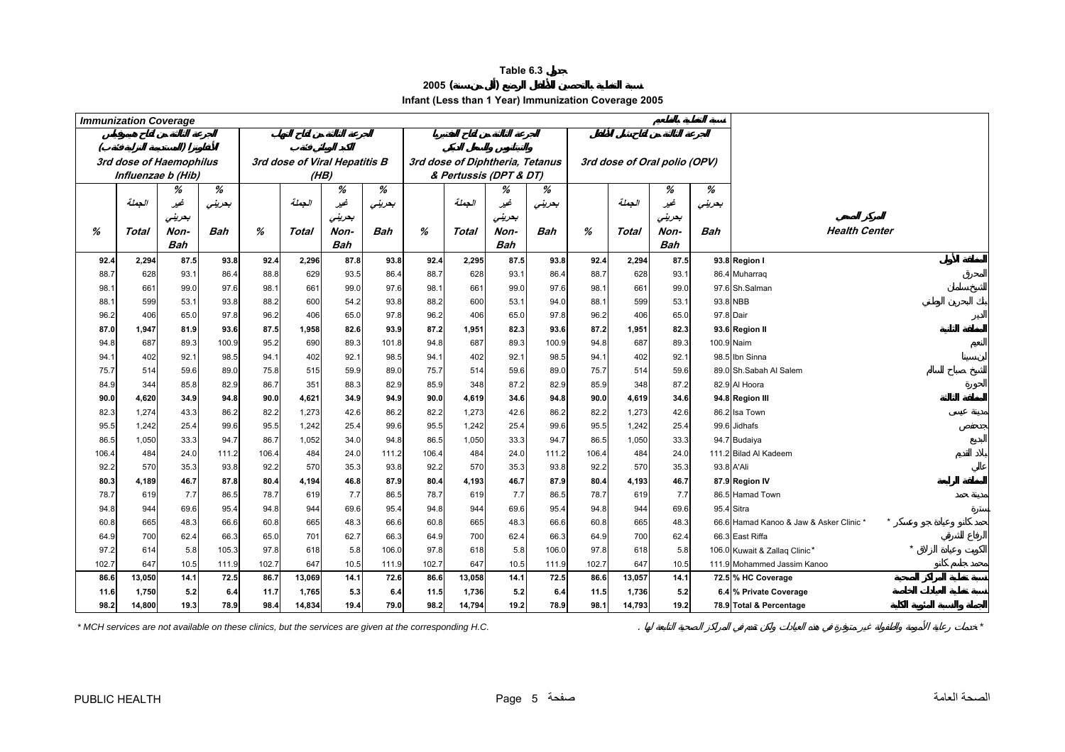**Table 6.3 جدول**

**نسبة التغطية بالتحصين للأطفال الرضع (أقل من سنة) 2005**

**Infant (Less than 1 Year) Immunization Coverage 2005**

| *Immunization Coverage* نسبة التغطية بالتطعيم | | | | | | | | | | | | | | | | |
|---|---|---|---|---|---|---|---|---|---|---|---|---|---|---|---|---|
| الجرعة الثالثة من لقاح هيموفيلس (الأنفلونزا) (المستدمية النزلية فئة ب) *3rd dose of Haemophilus Influenzae b (Hib)* | | | | الجرعة الثالثة من لقاح التهاب الكبد الوبائي فئة ب *3rd dose of Viral Hepatitis B (HB)* | | | | الجرعة الثالثة من لقاح الدفتيريا والتيتانوس والسعال الديكي *3rd dose of Diphtheria, Tetanus & Pertussis (DPT & DT)* | | | | الجرعة الثالثة من لقاح شلل الأطفال *3rd dose of Oral polio (OPV)* | | | | |
| % | الجملة *Total* | % غير بحريني *Non-Bah* | % بحريني *Bah* | % | الجملة *Total* | % غير بحريني *Non-Bah* | % بحريني *Bah* | % | الجملة *Total* | % غير بحريني *Non-Bah* | % بحريني *Bah* | % | الجملة *Total* | % غير بحريني *Non-Bah* | % بحريني *Bah* | المركز الصحي *Health Center* |
| **92.4** | **2,294** | **87.5** | **93.8** | **92.4** | **2,296** | **87.8** | **93.8** | **92.4** | **2,295** | **87.5** | **93.8** | **92.4** | **2,294** | **87.5** | **93.8** | **Region I** المنطقة الأولى |
| 88.7 | 628 | 93.1 | 86.4 | 88.8 | 629 | 93.5 | 86.4 | 88.7 | 628 | 93.1 | 86.4 | 88.7 | 628 | 93.1 | 86.4 | Muharraq المحرق |
| 98.1 | 661 | 99.0 | 97.6 | 98.1 | 661 | 99.0 | 97.6 | 98.1 | 661 | 99.0 | 97.6 | 98.1 | 661 | 99.0 | 97.6 | Sh.Salman الشيخ سلمان |
| 88.1 | 599 | 53.1 | 93.8 | 88.2 | 600 | 54.2 | 93.8 | 88.2 | 600 | 53.1 | 94.0 | 88.1 | 599 | 53.1 | 93.8 | NBB بنك البحرين الوطني |
| 96.2 | 406 | 65.0 | 97.8 | 96.2 | 406 | 65.0 | 97.8 | 96.2 | 406 | 65.0 | 97.8 | 96.2 | 406 | 65.0 | 97.8 | Dair الدير |
| **87.0** | **1,947** | **81.9** | **93.6** | **87.5** | **1,958** | **82.6** | **93.9** | **87.2** | **1,951** | **82.3** | **93.6** | **87.2** | **1,951** | **82.3** | **93.6** | **Region II** المنطقة الثانية |
| 94.8 | 687 | 89.3 | 100.9 | 95.2 | 690 | 89.3 | 101.8 | 94.8 | 687 | 89.3 | 100.9 | 94.8 | 687 | 89.3 | 100.9 | Naim النعيم |
| 94.1 | 402 | 92.1 | 98.5 | 94.1 | 402 | 92.1 | 98.5 | 94.1 | 402 | 92.1 | 98.5 | 94.1 | 402 | 92.1 | 98.5 | Ibn Sinna ابن سينا |
| 75.7 | 514 | 59.6 | 89.0 | 75.8 | 515 | 59.9 | 89.0 | 75.7 | 514 | 59.6 | 89.0 | 75.7 | 514 | 59.6 | 89.0 | Sh.Sabah Al Salem الشيخ صباح السالم |
| 84.9 | 344 | 85.8 | 82.9 | 86.7 | 351 | 88.3 | 82.9 | 85.9 | 348 | 87.2 | 82.9 | 85.9 | 348 | 87.2 | 82.9 | Al Hoora الحورة |
| **90.0** | **4,620** | **34.9** | **94.8** | **90.0** | **4,621** | **34.9** | **94.9** | **90.0** | **4,619** | **34.6** | **94.8** | **90.0** | **4,619** | **34.6** | **94.8** | **Region III** المنطقة الثالثة |
| 82.3 | 1,274 | 43.3 | 86.2 | 82.2 | 1,273 | 42.6 | 86.2 | 82.2 | 1,273 | 42.6 | 86.2 | 82.2 | 1,273 | 42.6 | 86.2 | Isa Town مدينة عيسى |
| 95.5 | 1,242 | 25.4 | 99.6 | 95.5 | 1,242 | 25.4 | 99.6 | 95.5 | 1,242 | 25.4 | 99.6 | 95.5 | 1,242 | 25.4 | 99.6 | Jidhafs جدحفص |
| 86.5 | 1,050 | 33.3 | 94.7 | 86.7 | 1,052 | 34.0 | 94.8 | 86.5 | 1,050 | 33.3 | 94.7 | 86.5 | 1,050 | 33.3 | 94.7 | Budaiya البديع |
| 106.4 | 484 | 24.0 | 111.2 | 106.4 | 484 | 24.0 | 111.2 | 106.4 | 484 | 24.0 | 111.2 | 106.4 | 484 | 24.0 | 111.2 | Bilad Al Kadeem بلاد القديم |
| 92.2 | 570 | 35.3 | 93.8 | 92.2 | 570 | 35.3 | 93.8 | 92.2 | 570 | 35.3 | 93.8 | 92.2 | 570 | 35.3 | 93.8 | A'Ali عالي |
| **80.3** | **4,189** | **46.7** | **87.8** | **80.4** | **4,194** | **46.8** | **87.9** | **80.4** | **4,193** | **46.7** | **87.9** | **80.4** | **4,193** | **46.7** | **87.9** | **Region IV** المنطقة الرابعة |
| 78.7 | 619 | 7.7 | 86.5 | 78.7 | 619 | 7.7 | 86.5 | 78.7 | 619 | 7.7 | 86.5 | 78.7 | 619 | 7.7 | 86.5 | Hamad Town مدينة حمد |
| 94.8 | 944 | 69.6 | 95.4 | 94.8 | 944 | 69.6 | 95.4 | 94.8 | 944 | 69.6 | 95.4 | 94.8 | 944 | 69.6 | 95.4 | Sitra سترة |
| 60.8 | 665 | 48.3 | 66.6 | 60.8 | 665 | 48.3 | 66.6 | 60.8 | 665 | 48.3 | 66.6 | 60.8 | 665 | 48.3 | 66.6 | Hamad Kanoo & Jaw & Asker Clinic * حمد كانو وعيادة جو وعسكر * |
| 64.9 | 700 | 62.4 | 66.3 | 65.0 | 701 | 62.7 | 66.3 | 64.9 | 700 | 62.4 | 66.3 | 64.9 | 700 | 62.4 | 66.3 | East Riffa الرفاع الشرقي |
| 97.2 | 614 | 5.8 | 105.3 | 97.8 | 618 | 5.8 | 106.0 | 97.8 | 618 | 5.8 | 106.0 | 97.8 | 618 | 5.8 | 106.0 | Kuwait & Zallaq Clinic* الكويت وعيادة الزلاق * |
| 102.7 | 647 | 10.5 | 111.9 | 102.7 | 647 | 10.5 | 111.9 | 102.7 | 647 | 10.5 | 111.9 | 102.7 | 647 | 10.5 | 111.9 | Mohammed Jassim Kanoo محمد جاسم كانو |
| **86.6** | **13,050** | **14.1** | **72.5** | **86.7** | **13,069** | **14.1** | **72.6** | **86.6** | **13,058** | **14.1** | **72.5** | **86.6** | **13,057** | **14.1** | **72.5** | **% HC Coverage** نسبة تغطية المراكز الصحية |
| **11.6** | **1,750** | **5.2** | **6.4** | **11.7** | **1,765** | **5.3** | **6.4** | **11.5** | **1,736** | **5.2** | **6.4** | **11.5** | **1,736** | **5.2** | **6.4** | **% Private Coverage** نسبة تغطية العيادات الخاصة |
| **98.2** | **14,800** | **19.3** | **78.9** | **98.4** | **14,834** | **19.4** | **79.0** | **98.2** | **14,794** | **19.2** | **78.9** | **98.1** | **14,793** | **19.2** | **78.9** | **Total & Percentage** الجملة والنسبة المئوية الكلية |

*\* MCH services are not available on these clinics, but the services are given at the corresponding H.C.*

* خدمات رعاية الأمومة والطفولة غير متوفرة في هذه العيادات ولكن تقدم في المراكز الصحية التابعة لها .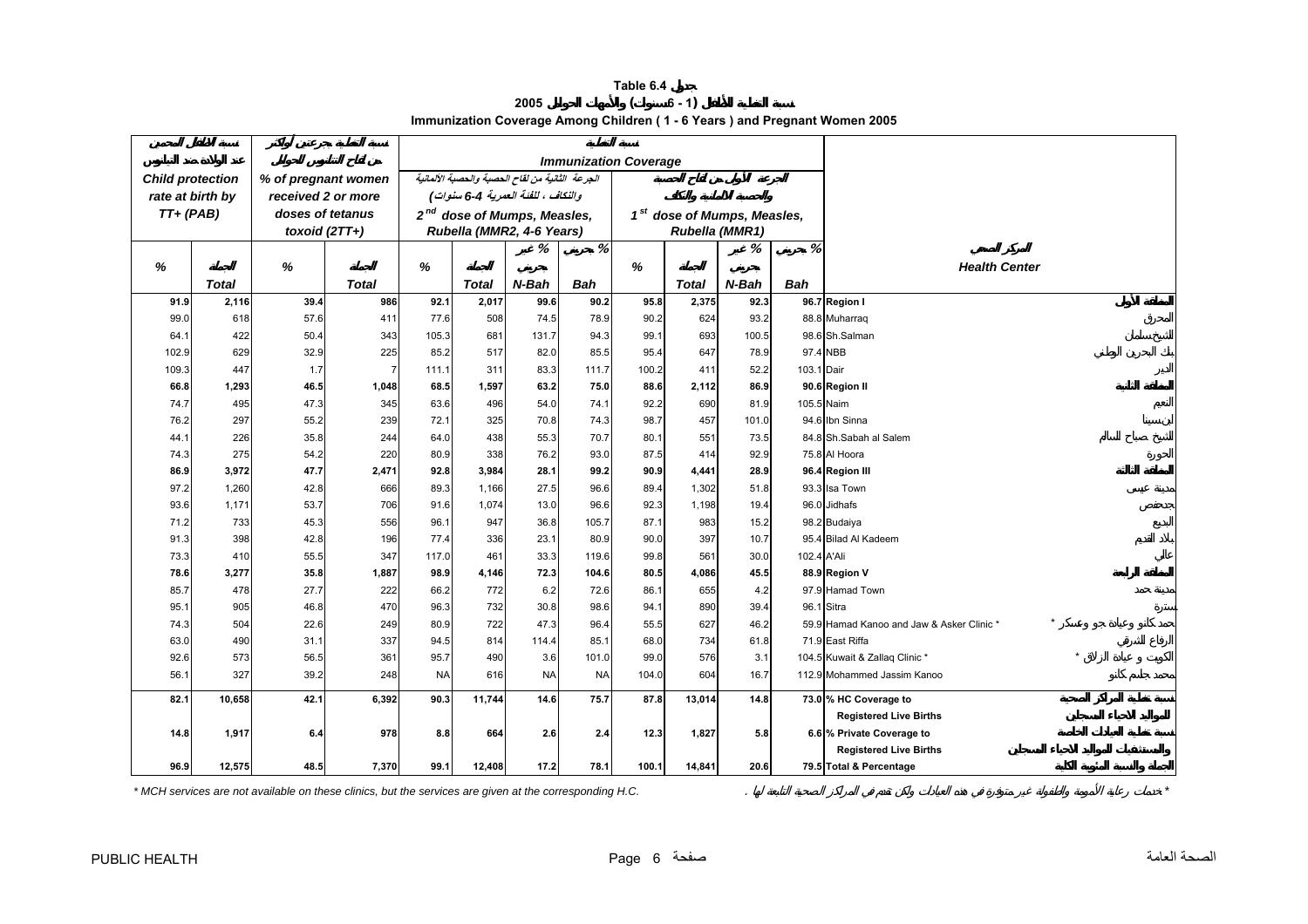# Table 6.4 جدول

## نسبة التغطية للأطفال (1 - 6 سنوات) والأمهات الحوامل 2005

## Immunization Coverage Among Children ( 1 - 6 Years ) and Pregnant Women 2005

| نسبة حماية الطفل عند الولادة من التيتانوس Child protection rate at birth by TT+ (PAB) | | نسبة الحوامل اللاتي تلقين جرعتين أو أكثر من لقاح التيتانوس % of pregnant women received 2 or more doses of tetanus toxoid (2TT+) | | نسبة التغطية Immunization Coverage | | | | | | | | |
|---|---|---|---|---|---|---|---|---|---|---|---|---|
| | | | | الجرعة الثانية من لقاح الحصبة والحصبة الالمانية والنكاف ، للفئة العمرية 4-6 سنوات) 2nd dose of Mumps, Measles, Rubella (MMR2, 4-6 Years) | | | | الجرعة الأولى من لقاح الحصبة والحصبة الالمانية والنكاف 1st dose of Mumps, Measles, Rubella (MMR1) | | | | المركز الصحي Health Center |
| % | الجملة Total | % | الجملة Total | % | الجملة Total | % غير بحريني N-Bah | % بحريني Bah | % | الجملة Total | % غير بحريني N-Bah | % بحريني Bah | |
| **91.9** | **2,116** | **39.4** | **986** | **92.1** | **2,017** | **99.6** | **90.2** | **95.8** | **2,375** | **92.3** | **96.7** | **Region I المنطقة الأولى** |
| 99.0 | 618 | 57.6 | 411 | 77.6 | 508 | 74.5 | 78.9 | 90.2 | 624 | 93.2 | 88.8 | Muharraq المحرق |
| 64.1 | 422 | 50.4 | 343 | 105.3 | 681 | 131.7 | 94.3 | 99.1 | 693 | 100.5 | 98.6 | Sh.Salman الشيخ سلمان |
| 102.9 | 629 | 32.9 | 225 | 85.2 | 517 | 82.0 | 85.5 | 95.4 | 647 | 78.9 | 97.4 | NBB بنك البحرين الوطني |
| 109.3 | 447 | 1.7 | 7 | 111.1 | 311 | 83.3 | 111.7 | 100.2 | 411 | 52.2 | 103.1 | Dair الدير |
| **66.8** | **1,293** | **46.5** | **1,048** | **68.5** | **1,597** | **63.2** | **75.0** | **88.6** | **2,112** | **86.9** | **90.6** | **Region II المنطقة الثانية** |
| 74.7 | 495 | 47.3 | 345 | 63.6 | 496 | 54.0 | 74.1 | 92.2 | 690 | 81.9 | 105.5 | Naim النعيم |
| 76.2 | 297 | 55.2 | 239 | 72.1 | 325 | 70.8 | 74.3 | 98.7 | 457 | 101.0 | 94.6 | Ibn Sinna ابن سينا |
| 44.1 | 226 | 35.8 | 244 | 64.0 | 438 | 55.3 | 70.7 | 80.1 | 551 | 73.5 | 84.8 | Sh.Sabah al Salem الشيخ صباح السالم |
| 74.3 | 275 | 54.2 | 220 | 80.9 | 338 | 76.2 | 93.0 | 87.5 | 414 | 92.9 | 75.8 | Al Hoora الحورة |
| **86.9** | **3,972** | **47.7** | **2,471** | **92.8** | **3,984** | **28.1** | **99.2** | **90.9** | **4,441** | **28.9** | **96.4** | **Region III المنطقة الثالثة** |
| 97.2 | 1,260 | 42.8 | 666 | 89.3 | 1,166 | 27.5 | 96.6 | 89.4 | 1,302 | 51.8 | 93.3 | Isa Town مدينة عيسى |
| 93.6 | 1,171 | 53.7 | 706 | 91.6 | 1,074 | 13.0 | 96.6 | 92.3 | 1,198 | 19.4 | 96.0 | Jidhafs جدحفص |
| 71.2 | 733 | 45.3 | 556 | 96.1 | 947 | 36.8 | 105.7 | 87.1 | 983 | 15.2 | 98.2 | Budaiya البديع |
| 91.3 | 398 | 42.8 | 196 | 77.4 | 336 | 23.1 | 80.9 | 90.0 | 397 | 10.7 | 95.4 | Bilad Al Kadeem بلاد القديم |
| 73.3 | 410 | 55.5 | 347 | 117.0 | 461 | 33.3 | 119.6 | 99.8 | 561 | 30.0 | 102.4 | A'Ali عالي |
| **78.6** | **3,277** | **35.8** | **1,887** | **98.9** | **4,146** | **72.3** | **104.6** | **80.5** | **4,086** | **45.5** | **88.9** | **Region V المنطقة الرابعة** |
| 85.7 | 478 | 27.7 | 222 | 66.2 | 772 | 6.2 | 72.6 | 86.1 | 655 | 4.2 | 97.9 | Hamad Town مدينة حمد |
| 95.1 | 905 | 46.8 | 470 | 96.3 | 732 | 30.8 | 98.6 | 94.1 | 890 | 39.4 | 96.1 | Sitra سترة |
| 74.3 | 504 | 22.6 | 249 | 80.9 | 722 | 47.3 | 96.4 | 55.5 | 627 | 46.2 | 59.9 | Hamad Kanoo and Jaw & Asker Clinic * حمد كانو وعيادة جو وعسكر * |
| 63.0 | 490 | 31.1 | 337 | 94.5 | 814 | 114.4 | 85.1 | 68.0 | 734 | 61.8 | 71.9 | East Riffa الرفاع الشرقي |
| 92.6 | 573 | 56.5 | 361 | 95.7 | 490 | 3.6 | 101.0 | 99.0 | 576 | 3.1 | 104.5 | Kuwait & Zallaq Clinic * الكويت و عيادة الزلاق * |
| 56.1 | 327 | 39.2 | 248 | NA | 616 | NA | NA | 104.0 | 604 | 16.7 | 112.9 | Mohammed Jassim Kanoo محمد جاسم كانو |
| **82.1** | **10,658** | **42.1** | **6,392** | **90.3** | **11,744** | **14.6** | **75.7** | **87.8** | **13,014** | **14.8** | **73.0** | **% HC Coverage to Registered Live Births نسبة تغطية المراكز الصحية للمواليد الأحياء المسجلين** |
| **14.8** | **1,917** | **6.4** | **978** | **8.8** | **664** | **2.6** | **2.4** | **12.3** | **1,827** | **5.8** | **6.6** | **% Private Coverage to Registered Live Births نسبة تغطية العيادات الخاصة والمستشفيات للمواليد الأحياء المسجلين** |
| **96.9** | **12,575** | **48.5** | **7,370** | **99.1** | **12,408** | **17.2** | **78.1** | **100.1** | **14,841** | **20.6** | **79.5** | **Total & Percentage الجملة والنسبة المئوية الكلية** |

* MCH services are not available on these clinics, but the services are given at the corresponding H.C.

* خدمات رعاية الأمومة والطفولة غير متوفرة في هذه العيادات ولكن تقدم في المراكز الصحية التابعة لها .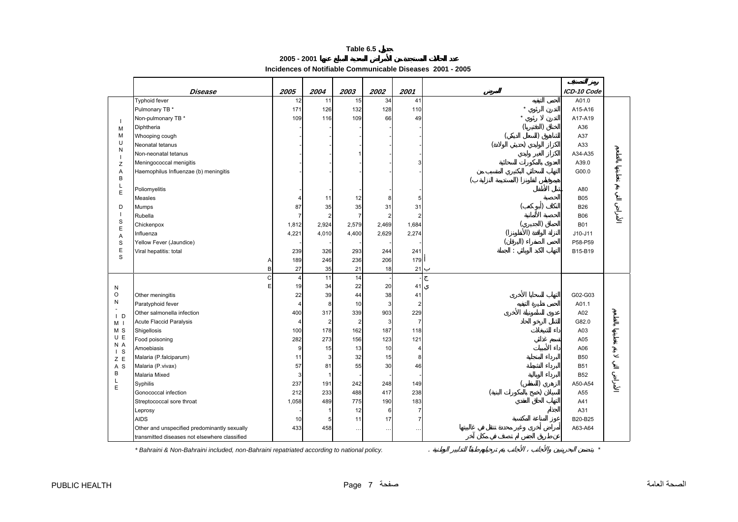# Table 6.5 جدول

## عدد الحالات المستجدة من الأمراض المعدية المبلغ عنها 2001 - 2005

## Incidences of Notifiable Communicable Diseases 2001 - 2005

| | *Disease* | *2005* | *2004* | *2003* | *2002* | *2001* | *المرض* | رمز التصنيف *ICD-10 Code* | |
|---|---|---|---|---|---|---|---|---|---|
| IMMUNIZABLE DISEASES | Typhoid fever | 12 | 11 | 15 | 34 | 41 | الحمى التيفية | A01.0 | الأمراض التي يتم تطعيمها بالطعم |
| | Pulmonary TB * | 171 | 126 | 132 | 128 | 110 | التدرن الرئوي * | A15-A16 | |
| | Non-pulmonary TB * | 109 | 116 | 109 | 66 | 49 | التدرن لا رئوي * | A17-A19 | |
| | Diphtheria | - | - | - | - | - | الخناق (الدفتيريا) | A36 | |
| | Whooping cough | - | - | - | - | - | الشاهوق (السعال الديكي) | A37 | |
| | Neonatal tetanus | - | - | - | - | - | الكزاز الوليدي (حديثي الولادة) | A33 | |
| | Non-neonatal tetanus | - | - | 1 | - | - | الكزاز الغير وليدي | A34-A35 | |
| | Meningococcal menigitis | - | - | - | - | 3 | العدوى بالمكورات السحائية | A39.0 | |
| | Haemophilus Influenzae (b) meningitis | - | - | - | - | - | التهاب السحائي البكتيري المسبب من هيموفيلس انفلونزا (المستدمية النزلية ب) | G00.0 | |
| | Poliomyelitis | - | - | - | - | - | شلل الأطفال | A80 | |
| | Measles | 4 | 11 | 12 | 8 | 5 | الحصبة | B05 | |
| | Mumps | 87 | 35 | 35 | 31 | 31 | النكاف (أبو كعب) | B26 | |
| | Rubella | 7 | 2 | 7 | 2 | 2 | الحصبة الألمانية | B06 | |
| | Chickenpox | 1,812 | 2,924 | 2,579 | 2,469 | 1,684 | الحماق (الجديري) | B01 | |
| | Influenza | 4,221 | 4,010 | 4,400 | 2,629 | 2,274 | النزلة الوافدة (الأنفلونزا) | J10-J11 | |
| | Yellow Fever (Jaundice) | - | - | - | - | - | الحمى الصفراء (اليرقان) | P58-P59 | |
| | Viral hepatitis: total | 239 | 326 | 293 | 244 | 241 | التهاب الكبد الوبائي : الجملة | B15-B19 | |
| | A | 189 | 246 | 236 | 206 | 179 | أ | | |
| | B | 27 | 35 | 21 | 18 | 21 | ب | | |
| NON-IMMUNIZABLE DISEASES | C | 4 | 11 | 14 | - | - | ج | | الأمراض التي لا يتم تطعيمها بالطعم |
| | E | 19 | 34 | 22 | 20 | 41 | ي | | |
| | Other meningitis | 22 | 39 | 44 | 38 | 41 | التهاب السحايا الأخرى | G02-G03 | |
| | Paratyphoid fever | 4 | 8 | 10 | 3 | 2 | الحمى نظيرة التيفية | A01.1 | |
| | Other salmonella infection | 400 | 317 | 339 | 903 | 229 | عدوى السلمونيلة الأخرى | A02 | |
| | Acute Flaccid Paralysis | 4 | 2 | 2 | 3 | 7 | الشلل الرخو الحاد | G82.0 | |
| | Shigellosis | 100 | 178 | 162 | 187 | 118 | داء الشيغلات | A03 | |
| | Food poisoning | 282 | 273 | 156 | 123 | 121 | تسمم غذائي | A05 | |
| | Amoebiasis | 9 | 15 | 13 | 10 | 4 | داء الأميبات | A06 | |
| | Malaria (P.falciparum) | 11 | 3 | 32 | 15 | 8 | البرداء المنجلية | B50 | |
| | Malaria (P.vivax) | 57 | 81 | 55 | 30 | 46 | البرداء النشيطة | B51 | |
| | Malaria Mixed | 3 | 1 | - | - | - | البرداء الوبائية | B52 | |
| | Syphilis | 237 | 191 | 242 | 248 | 149 | الزهري (النفلس) | A50-A54 | |
| | Gonococcal infection | 212 | 233 | 488 | 417 | 238 | السيلان (خمج بالمكورات البنية) | A55 | |
| | Streptococcal sore throat | 1,058 | 489 | 775 | 190 | 183 | التهاب الحلق العقدي | A41 | |
| | Leprosy | - | 1 | 12 | 6 | 7 | الجذام | A31 | |
| | AIDS | 10 | 5 | 11 | 17 | 7 | عوز المناعة المكتسبة | B20-B25 | |
| | Other and unspecified predominantly sexually transmitted diseases not elsewhere classified | 433 | 458 | … | … | … | أمراض أخرى وغير محددة تنتقل في غالبيتها عن طريق الجنس لم تصف في مكان آخر | A63-A64 | |

*\* Bahraini & Non-Bahraini included, non-Bahraini repatriated according to national policy.*

*\* يتضمن البحرينيين والأجانب ، الأجانب يتم ترحيلهم طبقاً للتدابير الوطنية .*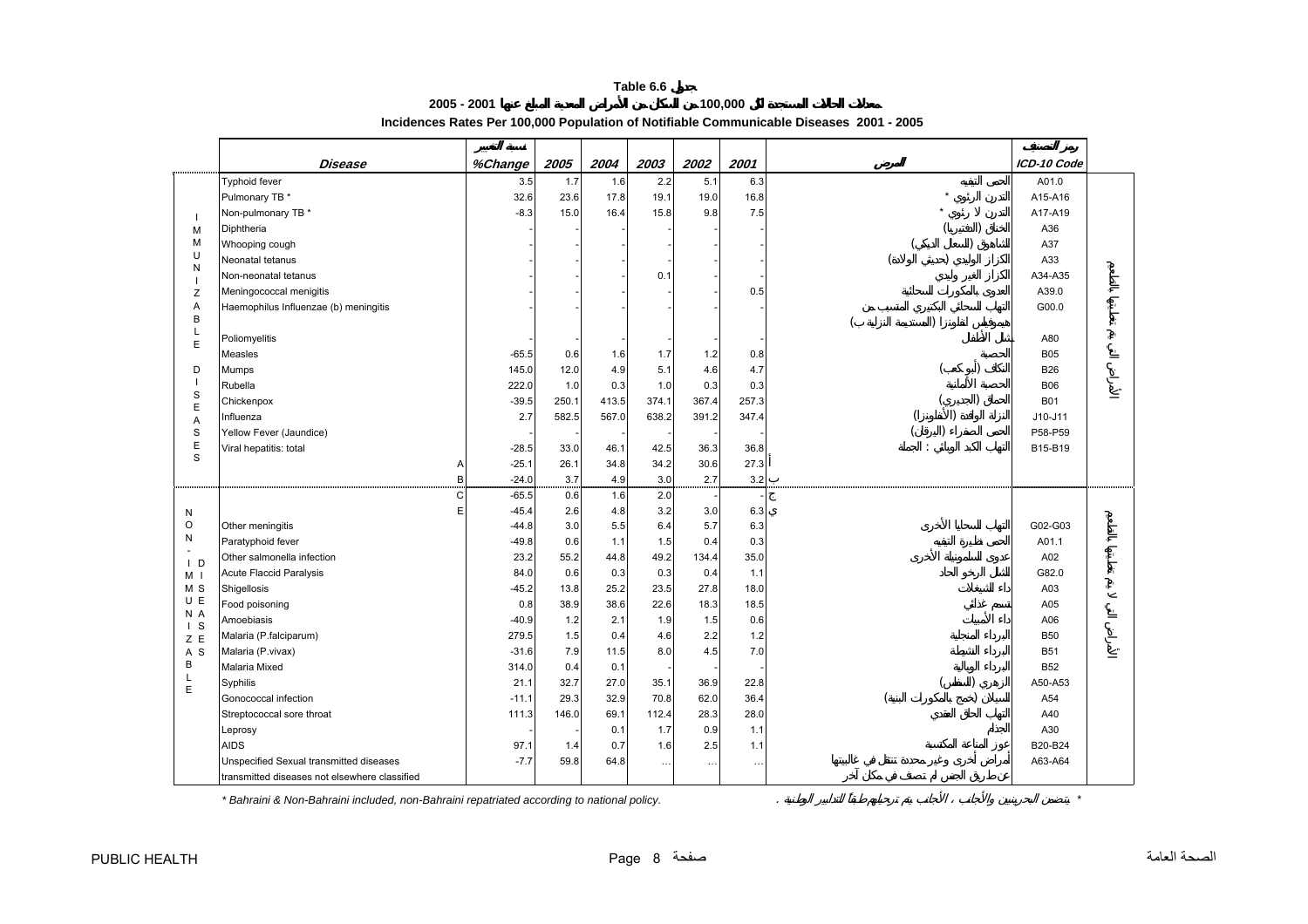**Table 6.6 جدول**

**معدلات الحالات المستجدة لكل 100,000 من السكان من الأمراض المعدية المبلغ عنها 2001 - 2005**

**Incidences Rates Per 100,000 Population of Notifiable Communicable Diseases 2001 - 2005**

| | Disease | نسبة التغيير %Change | 2005 | 2004 | 2003 | 2002 | 2001 | المرض | رمز التصنيف ICD-10 Code | |
|---|---|---|---|---|---|---|---|---|---|---|
| IMMUNIZABLE DISEASES | Typhoid fever | 3.5 | 1.7 | 1.6 | 2.2 | 5.1 | 6.3 | الحمى التيفية | A01.0 | الأمراض التي يتم تطعيمها بالطعوم |
| | Pulmonary TB * | 32.6 | 23.6 | 17.8 | 19.1 | 19.0 | 16.8 | التدرن الرئوي * | A15-A16 | |
| | Non-pulmonary TB * | -8.3 | 15.0 | 16.4 | 15.8 | 9.8 | 7.5 | التدرن لا رئوي * | A17-A19 | |
| | Diphtheria | - | - | - | - | - | - | الخناق (الدفتيريا) | A36 | |
| | Whooping cough | - | - | - | - | - | - | الشاهوق (السعال الديكي) | A37 | |
| | Neonatal tetanus | - | - | - | - | - | - | الكزاز الوليدي (حديثي الولادة) | A33 | |
| | Non-neonatal tetanus | - | - | - | 0.1 | - | - | الكزاز الغير وليدي | A34-A35 | |
| | Meningococcal menigitis | - | - | - | - | - | 0.5 | العدوى بالمكورات السحائية | A39.0 | |
| | Haemophilus Influenzae (b) meningitis | - | - | - | - | - | - | التهاب السحائي البكتيري المتسبب من هيموفيلس انفلونزا (المستدمية النزلية ب) | G00.0 | |
| | Poliomyelitis | - | - | - | - | - | - | شلل الأطفال | A80 | |
| | Measles | -65.5 | 0.6 | 1.6 | 1.7 | 1.2 | 0.8 | الحصبة | B05 | |
| | Mumps | 145.0 | 12.0 | 4.9 | 5.1 | 4.6 | 4.7 | النكاف (أبو كعب) | B26 | |
| | Rubella | 222.0 | 1.0 | 0.3 | 1.0 | 0.3 | 0.3 | الحصبة الألمانية | B06 | |
| | Chickenpox | -39.5 | 250.1 | 413.5 | 374.1 | 367.4 | 257.3 | الحماق (الجديري) | B01 | |
| | Influenza | 2.7 | 582.5 | 567.0 | 638.2 | 391.2 | 347.4 | النزلة الوافدة (الأنفلونزا) | J10-J11 | |
| | Yellow Fever (Jaundice) | - | - | - | - | - | - | الحمى الصفراء (اليرقان) | P58-P59 | |
| | Viral hepatitis: total | -28.5 | 33.0 | 46.1 | 42.5 | 36.3 | 36.8 | التهاب الكبد الوبائي : الجملة | B15-B19 | |
| | A | -25.1 | 26.1 | 34.8 | 34.2 | 30.6 | 27.3 | أ | | |
| | B | -24.0 | 3.7 | 4.9 | 3.0 | 2.7 | 3.2 | ب | | |
| NON-IMMUNIZABLE DISEASES | C | -65.5 | 0.6 | 1.6 | 2.0 | - | - | ج | | الأمراض التي لا يتم تطعيمها بالطعوم |
| | E | -45.4 | 2.6 | 4.8 | 3.2 | 3.0 | 6.3 | ي | | |
| | Other meningitis | -44.8 | 3.0 | 5.5 | 6.4 | 5.7 | 6.3 | التهاب السحايا الأخرى | G02-G03 | |
| | Paratyphoid fever | -49.8 | 0.6 | 1.1 | 1.5 | 0.4 | 0.3 | الحمى نظيرة التيفية | A01.1 | |
| | Other salmonella infection | 23.2 | 55.2 | 44.8 | 49.2 | 134.4 | 35.0 | عدوى السلمونيلة الأخرى | A02 | |
| | Acute Flaccid Paralysis | 84.0 | 0.6 | 0.3 | 0.3 | 0.4 | 1.1 | الشلل الرخو الحاد | G82.0 | |
| | Shigellosis | -45.2 | 13.8 | 25.2 | 23.5 | 27.8 | 18.0 | داء الشيغلات | A03 | |
| | Food poisoning | 0.8 | 38.9 | 38.6 | 22.6 | 18.3 | 18.5 | تسمم غذائي | A05 | |
| | Amoebiasis | -40.9 | 1.2 | 2.1 | 1.9 | 1.5 | 0.6 | داء الأميبيات | A06 | |
| | Malaria (P.falciparum) | 279.5 | 1.5 | 0.4 | 4.6 | 2.2 | 1.2 | البرداء المنجلية | B50 | |
| | Malaria (P.vivax) | -31.6 | 7.9 | 11.5 | 8.0 | 4.5 | 7.0 | البرداء النشيطة | B51 | |
| | Malaria Mixed | 314.0 | 0.4 | 0.1 | - | - | - | البرداء الوبالية | B52 | |
| | Syphilis | 21.1 | 32.7 | 27.0 | 35.1 | 36.9 | 22.8 | الزهري (النفلس) | A50-A53 | |
| | Gonococcal infection | -11.1 | 29.3 | 32.9 | 70.8 | 62.0 | 36.4 | السيلان (خمج بالمكورات البنية) | A54 | |
| | Streptococcal sore throat | 111.3 | 146.0 | 69.1 | 112.4 | 28.3 | 28.0 | التهاب الحلق العقدي | A40 | |
| | Leprosy | - | - | 0.1 | 1.7 | 0.9 | 1.1 | الجذام | A30 | |
| | AIDS | 97.1 | 1.4 | 0.7 | 1.6 | 2.5 | 1.1 | عوز المناعة المكتسبة | B20-B24 | |
| | Unspecified Sexual transmitted diseases transmitted diseases not elsewhere classified | -7.7 | 59.8 | 64.8 | … | … | … | أمراض أخرى وغير محددة تنتقل في غالبيتها عن طريق الجنس لم تصنف في مكان آخر | A63-A64 | |

*\* Bahraini & Non-Bahraini included, non-Bahraini repatriated according to national policy.*

\* يتضمن البحرينيين والأجانب ، الأجانب يتم ترحيلهم طبقاً للتدابير الوطنية .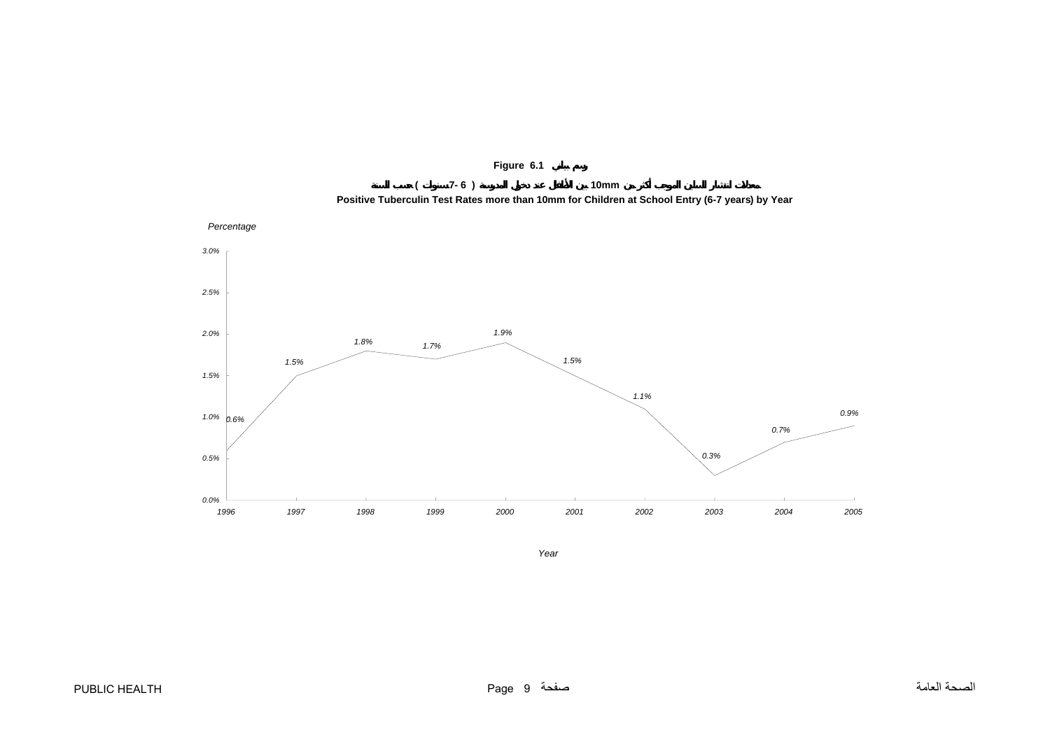**Figure 6.1 رسم بياني**

**معدلات انتشار السلين الموجب أكثر من 10mm بين الأطفال عند دخول المدرسة ( 6 -7 سنوات ) حسب السنة**

**Positive Tuberculin Test Rates more than 10mm for Children at School Entry (6-7 years) by Year**

| Year | Percentage |
|---|---|
| 1996 | 0.6% |
| 1997 | 1.5% |
| 1998 | 1.8% |
| 1999 | 1.7% |
| 2000 | 1.9% |
| 2001 | 1.5% |
| 2002 | 1.1% |
| 2003 | 0.3% |
| 2004 | 0.7% |
| 2005 | 0.9% |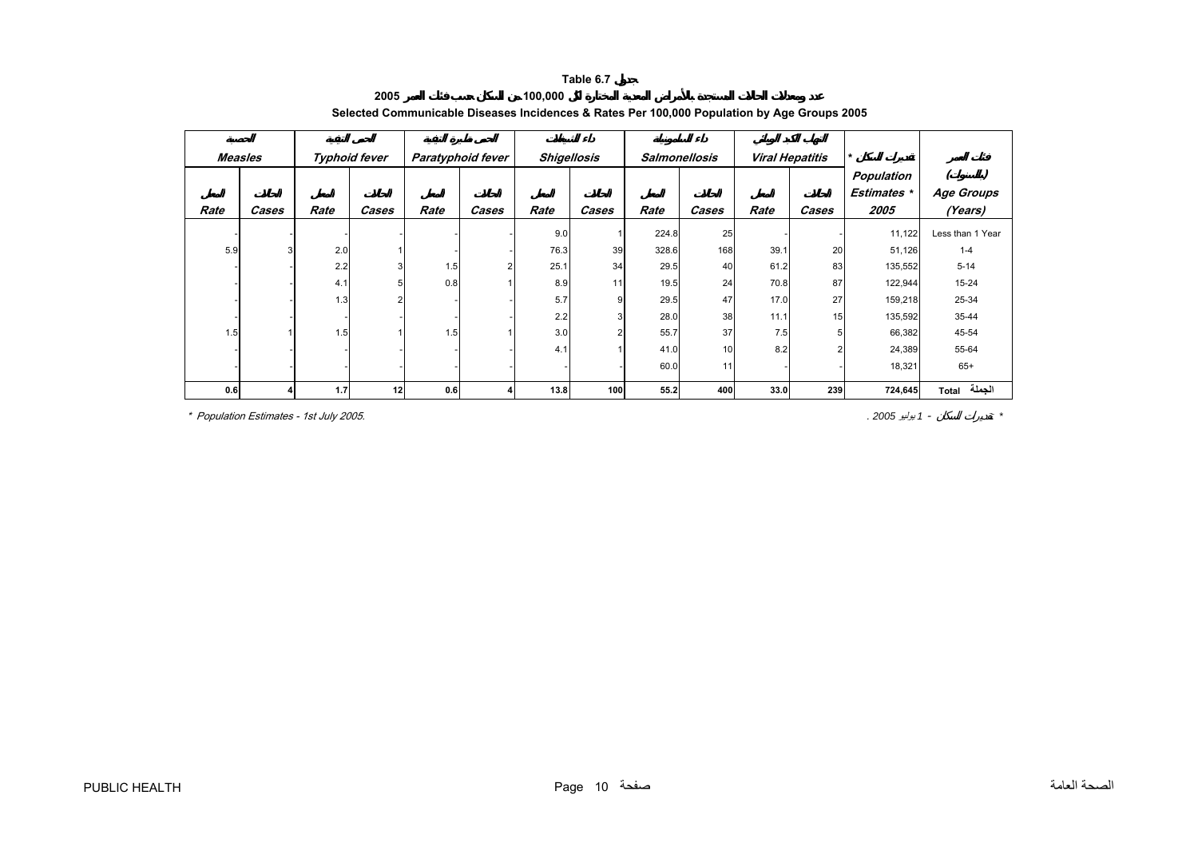**Table 6.7 جدول**

**2005 عدد الحالات المستجدة بالأمراض المعدية المختارة لكل 100,000 من السكان حسب فئات العمر**

**Selected Communicable Diseases Incidences & Rates Per 100,000 Population by Age Groups 2005**

| الحصبة *Measles* | | الحمى التيفية *Typhoid fever* | | الحمى نظيرة التيفية *Paratyphoid fever* | | داء الشيجلات *Shigellosis* | | داء السالمونيلات *Salmonellosis* | | التهاب الكبد الوبائي *Viral Hepatitis* | | تقديرات السكان * *Population Estimates * 2005* | فئات العمر (بالسنوات) *Age Groups (Years)* |
|---|---|---|---|---|---|---|---|---|---|---|---|---|---|
| المعدل *Rate* | الحالات *Cases* | المعدل *Rate* | الحالات *Cases* | المعدل *Rate* | الحالات *Cases* | المعدل *Rate* | الحالات *Cases* | المعدل *Rate* | الحالات *Cases* | المعدل *Rate* | الحالات *Cases* | | |
| - | - | - | - | - | - | 9.0 | 1 | 224.8 | 25 | - | - | 11,122 | Less than 1 Year |
| 5.9 | 3 | 2.0 | 1 | - | - | 76.3 | 39 | 328.6 | 168 | 39.1 | 20 | 51,126 | 1-4 |
| - | - | 2.2 | 3 | 1.5 | 2 | 25.1 | 34 | 29.5 | 40 | 61.2 | 83 | 135,552 | 5-14 |
| - | - | 4.1 | 5 | 0.8 | 1 | 8.9 | 11 | 19.5 | 24 | 70.8 | 87 | 122,944 | 15-24 |
| - | - | 1.3 | 2 | - | - | 5.7 | 9 | 29.5 | 47 | 17.0 | 27 | 159,218 | 25-34 |
| - | - | - | - | - | - | 2.2 | 3 | 28.0 | 38 | 11.1 | 15 | 135,592 | 35-44 |
| 1.5 | 1 | 1.5 | 1 | 1.5 | 1 | 3.0 | 2 | 55.7 | 37 | 7.5 | 5 | 66,382 | 45-54 |
| - | - | - | - | - | - | 4.1 | 1 | 41.0 | 10 | 8.2 | 2 | 24,389 | 55-64 |
| - | - | - | - | - | - | - | - | 60.0 | 11 | - | - | 18,321 | 65+ |
| **0.6** | **4** | **1.7** | **12** | **0.6** | **4** | **13.8** | **100** | **55.2** | **400** | **33.0** | **239** | **724,645** | **Total الجملة** |

\* *Population Estimates - 1st July 2005.* &nbsp;&nbsp;&nbsp; * تقديرات السكان - 1 يوليو 2005 .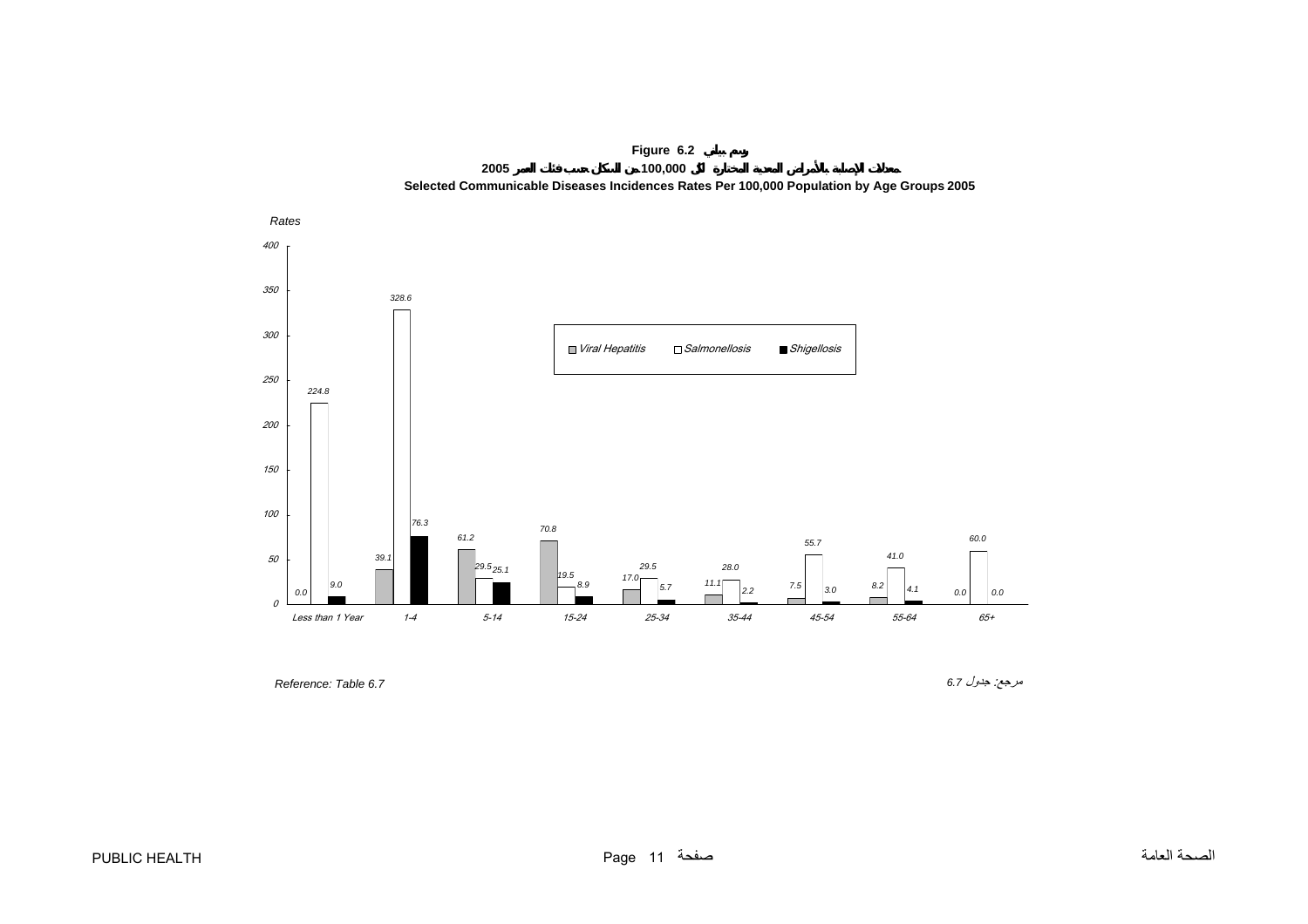**Figure 6.2 رسم بياني**

**معدلات الإصابة بالأمراض المعدية المختارة لكل 100,000 من السكان حسب فئات العمر 2005**

**Selected Communicable Diseases Incidences Rates Per 100,000 Population by Age Groups 2005**

| Age Group | Viral Hepatitis | Salmonellosis | Shigellosis |
|---|---|---|---|
| Less than 1 Year | 0.0 | 224.8 | 9.0 |
| 1-4 | 39.1 | 328.6 | 76.3 |
| 5-14 | 61.2 | 29.5 | 25.1 |
| 15-24 | 70.8 | 19.5 | 8.9 |
| 25-34 | 17.0 | 29.5 | 5.7 |
| 35-44 | 11.1 | 28.0 | 2.2 |
| 45-54 | 7.5 | 55.7 | 3.0 |
| 55-64 | 8.2 | 41.0 | 4.1 |
| 65+ | 0.0 | 60.0 | 0.0 |

*Reference: Table 6.7*

مرجع: جدول 6.7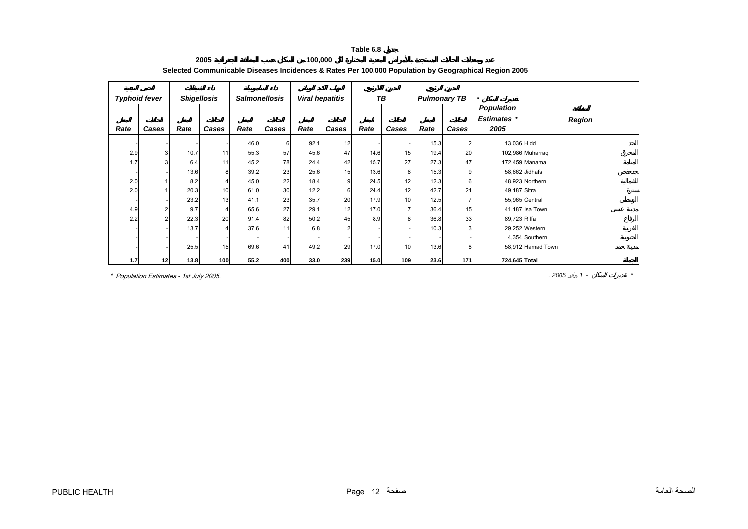# Table 6.8 جدول

**2005 عدد ومعدلات الحالات المستجدة بالأمراض المعدية المختارة لكل 100,000 من السكان حسب المنطقة الجغرافية 2005**

**Selected Communicable Diseases Incidences & Rates Per 100,000 Population by Geographical Region 2005**

| الحمى التيفية *Typhoid fever* | | داء الشيغيلات *Shigellosis* | | داء السالمونيلية *Salmonellosis* | | التهاب الكبد الفيروسي *Viral hepatitis* | | التدرن اللارئوي *TB* | | التدرن الرئوي *Pulmonary TB* | | تقديرات السكان * *Population Estimates * 2005* | المنطقة *Region* | |
|---|---|---|---|---|---|---|---|---|---|---|---|---|---|---|
| المعدل *Rate* | الحالات *Cases* | المعدل *Rate* | الحالات *Cases* | المعدل *Rate* | الحالات *Cases* | المعدل *Rate* | الحالات *Cases* | المعدل *Rate* | الحالات *Cases* | المعدل *Rate* | الحالات *Cases* | | | |
| - | - | - | - | 46.0 | 6 | 92.1 | 12 | - | - | 15.3 | 2 | 13,036 | Hidd | الحد |
| 2.9 | 3 | 10.7 | 11 | 55.3 | 57 | 45.6 | 47 | 14.6 | 15 | 19.4 | 20 | 102,986 | Muharraq | المحرق |
| 1.7 | 3 | 6.4 | 11 | 45.2 | 78 | 24.4 | 42 | 15.7 | 27 | 27.3 | 47 | 172,459 | Manama | المنامة |
| - | - | 13.6 | 8 | 39.2 | 23 | 25.6 | 15 | 13.6 | 8 | 15.3 | 9 | 58,662 | Jidhafs | جدحفص |
| 2.0 | 1 | 8.2 | 4 | 45.0 | 22 | 18.4 | 9 | 24.5 | 12 | 12.3 | 6 | 48,923 | Northern | الشمالية |
| 2.0 | 1 | 20.3 | 10 | 61.0 | 30 | 12.2 | 6 | 24.4 | 12 | 42.7 | 21 | 49,187 | Sitra | سترة |
| - | - | 23.2 | 13 | 41.1 | 23 | 35.7 | 20 | 17.9 | 10 | 12.5 | 7 | 55,965 | Central | الوسطى |
| 4.9 | 2 | 9.7 | 4 | 65.6 | 27 | 29.1 | 12 | 17.0 | 7 | 36.4 | 15 | 41,187 | Isa Town | مدينة عيسى |
| 2.2 | 2 | 22.3 | 20 | 91.4 | 82 | 50.2 | 45 | 8.9 | 8 | 36.8 | 33 | 89,723 | Riffa | الرفاع |
| - | - | 13.7 | 4 | 37.6 | 11 | 6.8 | 2 | - | - | 10.3 | 3 | 29,252 | Western | الغربية |
| - | - | - | - | - | - | - | - | - | - | - | - | 4,354 | Southern | الجنوبية |
| - | - | 25.5 | 15 | 69.6 | 41 | 49.2 | 29 | 17.0 | 10 | 13.6 | 8 | 58,912 | Hamad Town | مدينة حمد |
| **1.7** | **12** | **13.8** | **100** | **55.2** | **400** | **33.0** | **239** | **15.0** | **109** | **23.6** | **171** | **724,645** | **Total** | **الجملة** |

\* Population Estimates - 1st July 2005.

\* تقديرات السكان - 1 يوليو 2005 .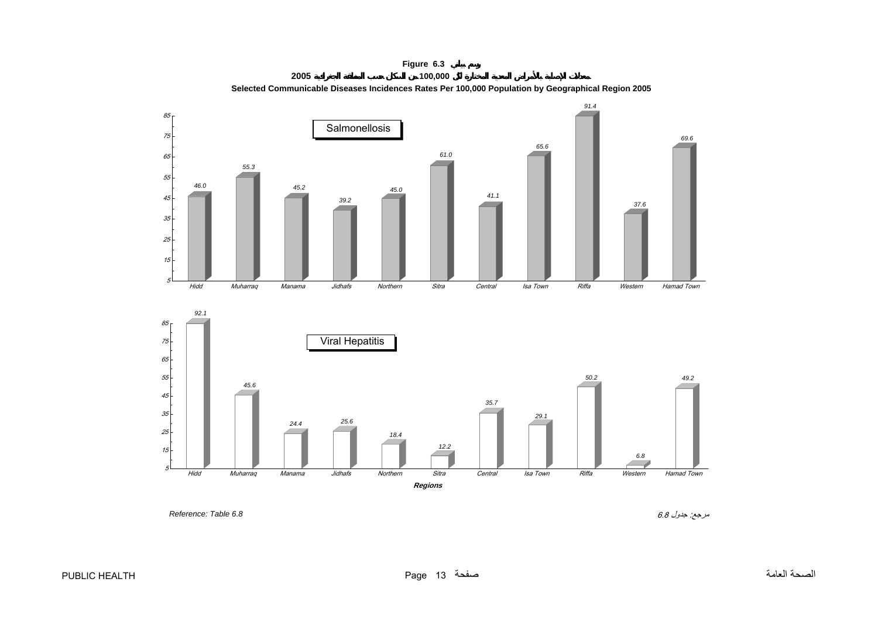**Figure 6.3 رسم بياني**

**معدلات الإصابة بالأمراض المعدية المختارة لكل 100,000 من السكان حسب المنطقة الجغرافية 2005**

**Selected Communicable Diseases Incidences Rates Per 100,000 Population by Geographical Region 2005**

**Salmonellosis**

| Region | Rate |
|---|---|
| Hidd | 46.0 |
| Muharraq | 55.3 |
| Manama | 45.2 |
| Jidhafs | 39.2 |
| Northern | 45.0 |
| Sitra | 61.0 |
| Central | 41.1 |
| Isa Town | 65.6 |
| Riffa | 91.4 |
| Western | 37.6 |
| Hamad Town | 69.6 |

**Viral Hepatitis**

| Region | Rate |
|---|---|
| Hidd | 92.1 |
| Muharraq | 45.6 |
| Manama | 24.4 |
| Jidhafs | 25.6 |
| Northern | 18.4 |
| Sitra | 12.2 |
| Central | 35.7 |
| Isa Town | 29.1 |
| Riffa | 50.2 |
| Western | 6.8 |
| Hamad Town | 49.2 |

*Regions*

*Reference: Table 6.8*

مرجع: جدول 6.8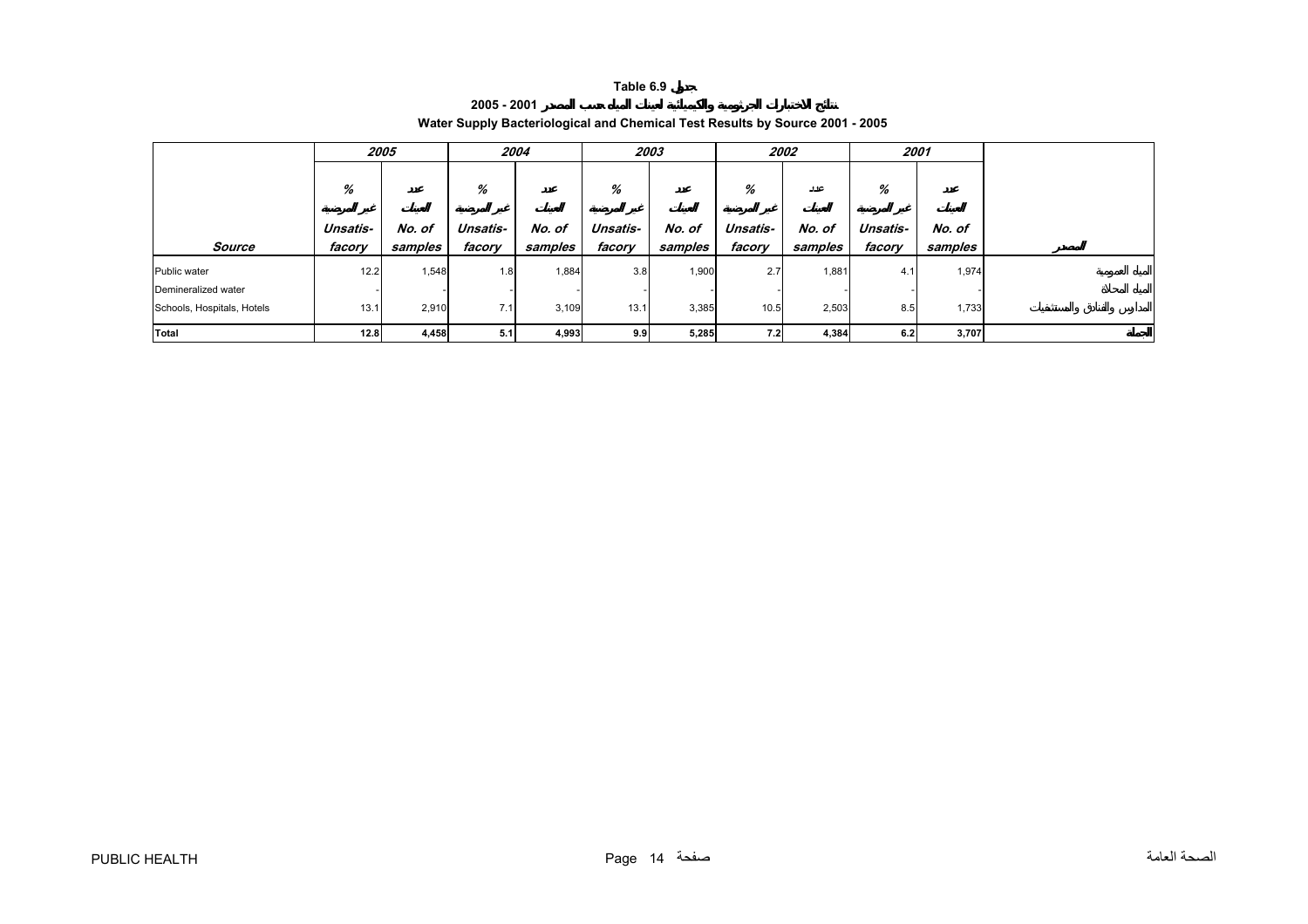**Table 6.9 جدول**

**نتائج الاختبارات الجرثومية والكيميائية لعينات المياه حسب المصدر 2001 - 2005**

**Water Supply Bacteriological and Chemical Test Results by Source 2001 - 2005**

| | 2005 | | 2004 | | 2003 | | 2002 | | 2001 | | |
|---|---|---|---|---|---|---|---|---|---|---|---|
| **Source** | % غير المرضية *Unsatis-facory* | عدد العينات *No. of samples* | % غير المرضية *Unsatis-facory* | عدد العينات *No. of samples* | % غير المرضية *Unsatis-facory* | عدد العينات *No. of samples* | % غير المرضية *Unsatis-facory* | عدد العينات *No. of samples* | % غير المرضية *Unsatis-facory* | عدد العينات *No. of samples* | **المصدر** |
| Public water | 12.2 | 1,548 | 1.8 | 1,884 | 3.8 | 1,900 | 2.7 | 1,881 | 4.1 | 1,974 | المياه العمومية |
| Demineralized water | - | - | - | - | - | - | - | - | - | - | المياه المحلاة |
| Schools, Hospitals, Hotels | 13.1 | 2,910 | 7.1 | 3,109 | 13.1 | 3,385 | 10.5 | 2,503 | 8.5 | 1,733 | المدارس والفنادق والمستشفيات |
| **Total** | **12.8** | **4,458** | **5.1** | **4,993** | **9.9** | **5,285** | **7.2** | **4,384** | **6.2** | **3,707** | **الجملة** |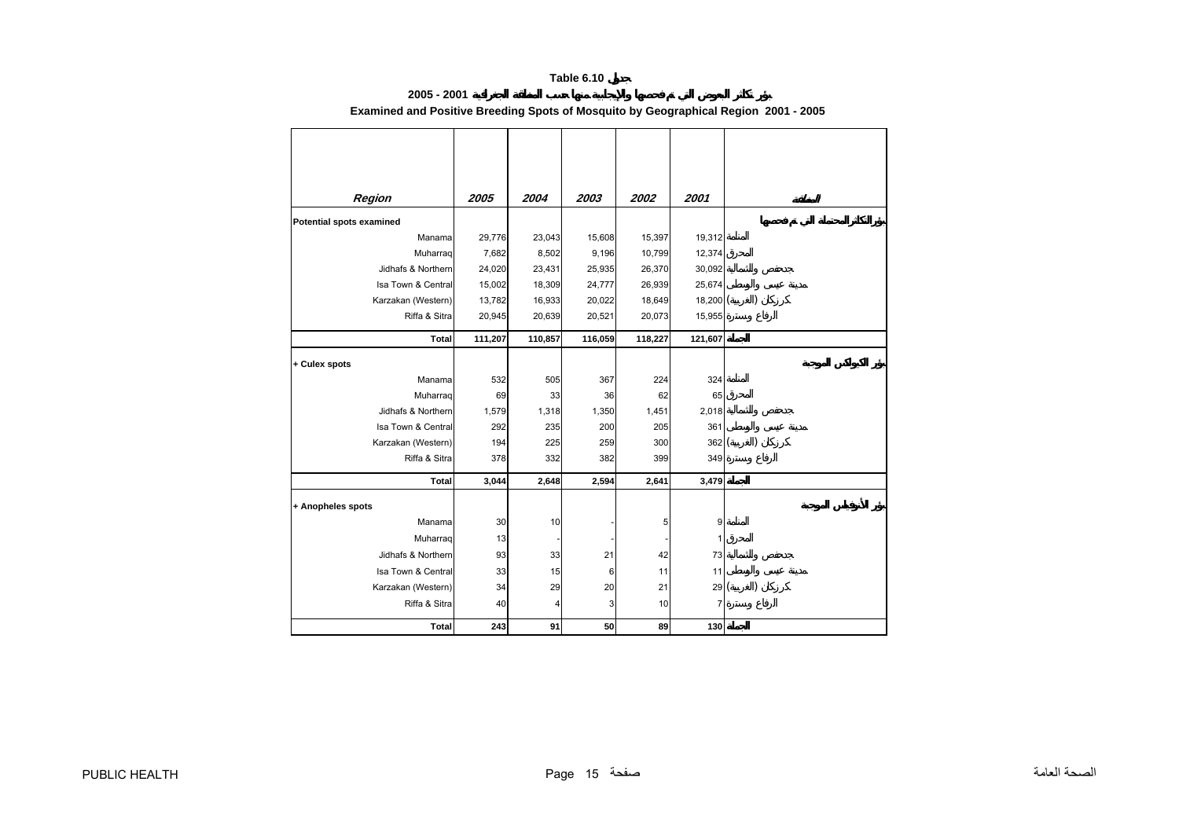**Table 6.10 جدول**

**2005 - 2001 بؤر تكاثر البعوض التي تم فحصها والإيجابية منها حسب المنطقة الجغرافية**

**Examined and Positive Breeding Spots of Mosquito by Geographical Region 2001 - 2005**

| *Region* | *2005* | *2004* | *2003* | *2002* | *2001* | المنطقة |
|---|---|---|---|---|---|---|
| **Potential spots examined** | | | | | | بؤر التكاثر المحتملة التي تم فحصها |
| Manama | 29,776 | 23,043 | 15,608 | 15,397 | 19,312 | المنامة |
| Muharraq | 7,682 | 8,502 | 9,196 | 10,799 | 12,374 | المحرق |
| Jidhafs & Northern | 24,020 | 23,431 | 25,935 | 26,370 | 30,092 | جدحفص والشمالية |
| Isa Town & Central | 15,002 | 18,309 | 24,777 | 26,939 | 25,674 | مدينة عيسى والوسطى |
| Karzakan (Western) | 13,782 | 16,933 | 20,022 | 18,649 | 18,200 | كرزكان (الغربية) |
| Riffa & Sitra | 20,945 | 20,639 | 20,521 | 20,073 | 15,955 | الرفاع وسترة |
| **Total** | **111,207** | **110,857** | **116,059** | **118,227** | **121,607** | **الجملة** |
| **+ Culex spots** | | | | | | بؤر الكيولكس الموجبة |
| Manama | 532 | 505 | 367 | 224 | 324 | المنامة |
| Muharraq | 69 | 33 | 36 | 62 | 65 | المحرق |
| Jidhafs & Northern | 1,579 | 1,318 | 1,350 | 1,451 | 2,018 | جدحفص والشمالية |
| Isa Town & Central | 292 | 235 | 200 | 205 | 361 | مدينة عيسى والوسطى |
| Karzakan (Western) | 194 | 225 | 259 | 300 | 362 | كرزكان (الغربية) |
| Riffa & Sitra | 378 | 332 | 382 | 399 | 349 | الرفاع وسترة |
| **Total** | **3,044** | **2,648** | **2,594** | **2,641** | **3,479** | **الجملة** |
| **+ Anopheles spots** | | | | | | بؤر الأنوفيلس الموجبة |
| Manama | 30 | 10 | - | 5 | 9 | المنامة |
| Muharraq | 13 | - | - | - | 1 | المحرق |
| Jidhafs & Northern | 93 | 33 | 21 | 42 | 73 | جدحفص والشمالية |
| Isa Town & Central | 33 | 15 | 6 | 11 | 11 | مدينة عيسى والوسطى |
| Karzakan (Western) | 34 | 29 | 20 | 21 | 29 | كرزكان (الغربية) |
| Riffa & Sitra | 40 | 4 | 3 | 10 | 7 | الرفاع وسترة |
| **Total** | **243** | **91** | **50** | **89** | **130** | **الجملة** |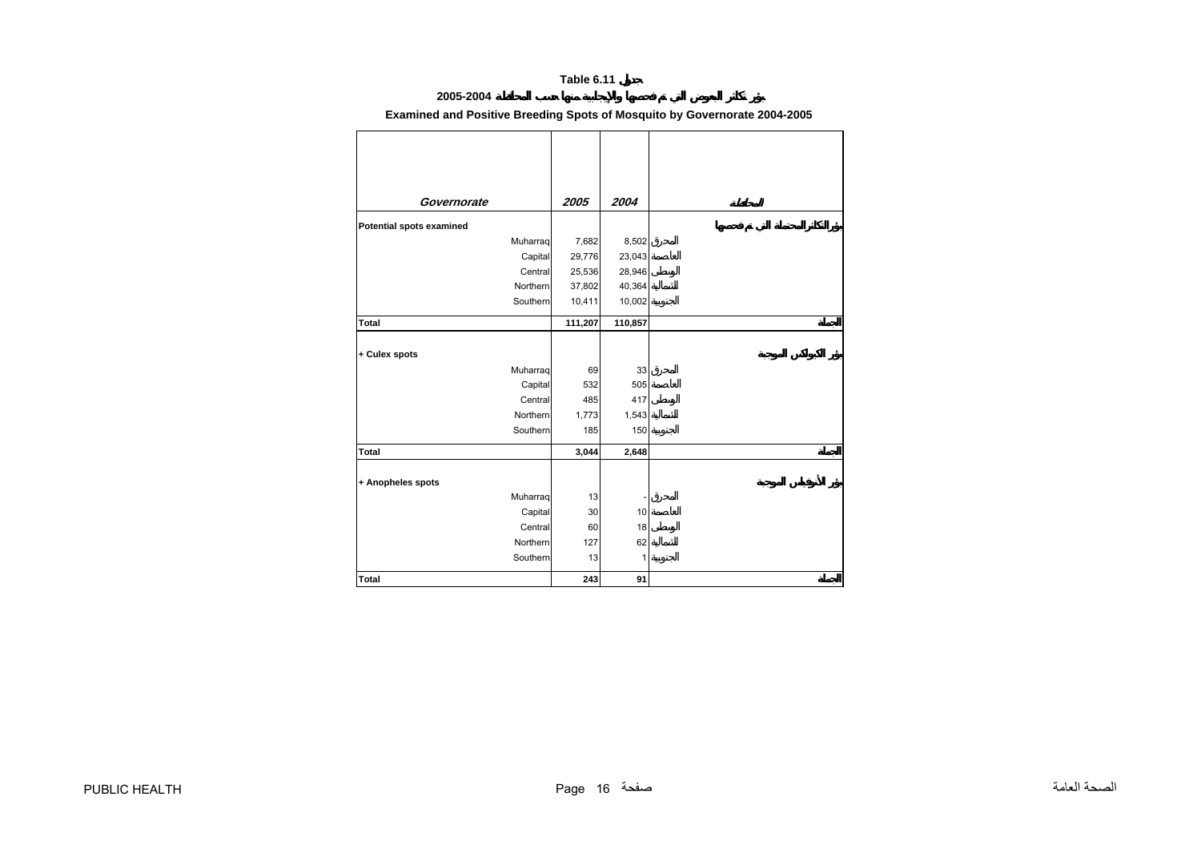**Table 6.11 جدول**

**2005-2004 بؤر تكاثر البعوض التي تم فحصها والإيجابية منها حسب المحافظة**

**Examined and Positive Breeding Spots of Mosquito by Governorate 2004-2005**

| *Governorate* | *2005* | *2004* | المحافظة |
|---|---|---|---|
| **Potential spots examined** | | | **بؤر التكاثر المحتملة التي تم فحصها** |
| Muharraq | 7,682 | 8,502 | المحرق |
| Capital | 29,776 | 23,043 | العاصمة |
| Central | 25,536 | 28,946 | الوسطى |
| Northern | 37,802 | 40,364 | الشمالية |
| Southern | 10,411 | 10,002 | الجنوبية |
| **Total** | **111,207** | **110,857** | **الجملة** |
| **+ Culex spots** | | | **بؤر الكيولكس الموجبة** |
| Muharraq | 69 | 33 | المحرق |
| Capital | 532 | 505 | العاصمة |
| Central | 485 | 417 | الوسطى |
| Northern | 1,773 | 1,543 | الشمالية |
| Southern | 185 | 150 | الجنوبية |
| **Total** | **3,044** | **2,648** | **الجملة** |
| **+ Anopheles spots** | | | **بؤر الأنوفيلس الموجبة** |
| Muharraq | 13 | - | المحرق |
| Capital | 30 | 10 | العاصمة |
| Central | 60 | 18 | الوسطى |
| Northern | 127 | 62 | الشمالية |
| Southern | 13 | 1 | الجنوبية |
| **Total** | **243** | **91** | **الجملة** |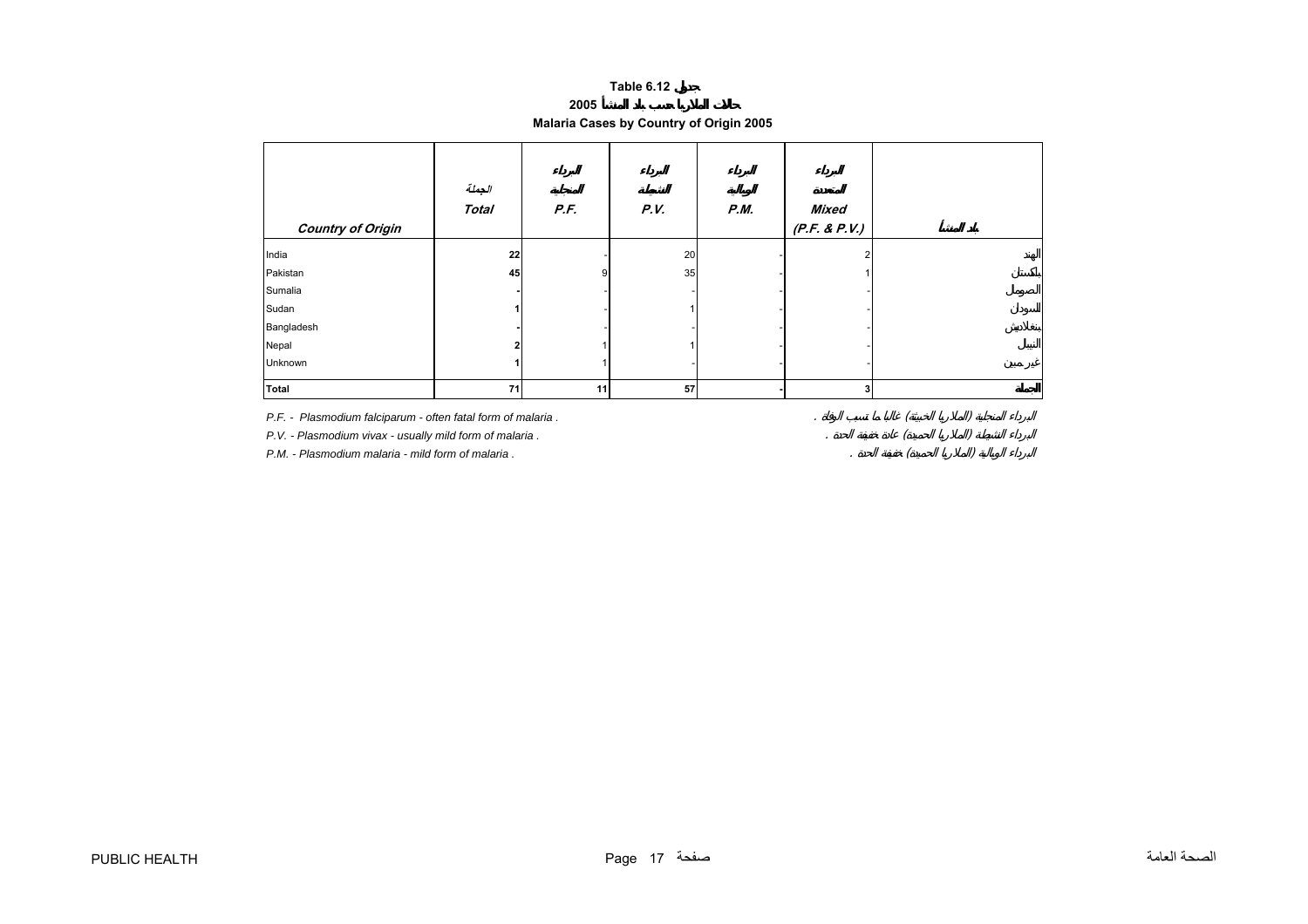**Table 6.12 جدول**

**حالات الملاريا حسب بلد المنشأ 2005**

**Malaria Cases by Country of Origin 2005**

| *Country of Origin* | الجملة *Total* | البرداء المنجلية *P.F.* | البرداء النشطة *P.V.* | البرداء الوبالية *P.M.* | البرداء المتعددة *Mixed (P.F. & P.V.)* | بلد المنشأ |
|---|---|---|---|---|---|---|
| India | **22** | - | 20 | - | 2 | الهند |
| Pakistan | **45** | 9 | 35 | - | 1 | باكستان |
| Sumalia | **-** | - | - | - | - | الصومال |
| Sudan | **1** | - | 1 | - | - | السودان |
| Bangladesh | **-** | - | - | - | - | بنغلاديش |
| Nepal | **2** | 1 | 1 | - | - | النيبال |
| Unknown | **1** | 1 | - | - | - | غير مبين |
| **Total** | **71** | **11** | **57** | **-** | **3** | **الجملة** |

*P.F. - Plasmodium falciparum - often fatal form of malaria .* — البرداء المنجلية (الملاريا الخبيثة) غالبا ما تسبب الوفاة .

*P.V. - Plasmodium vivax - usually mild form of malaria .* — البرداء النشطة (الملاريا الحميدة) عادة خفيفة الحدة .

*P.M. - Plasmodium malaria - mild form of malaria .* — البرداء الوبالية (الملاريا الحميدة) خفيفة الحدة .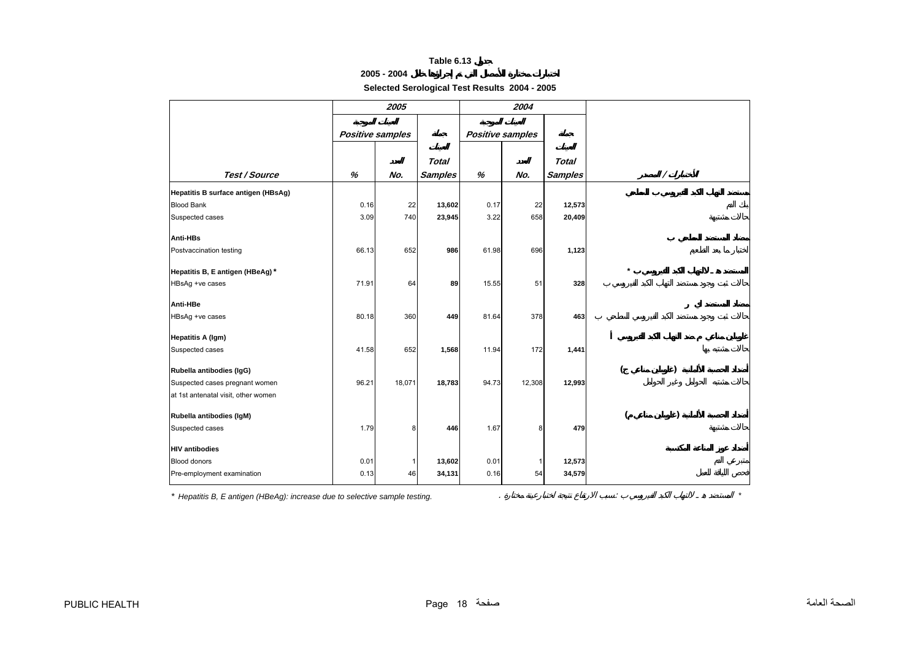**Table 6.13 جدول**

**اختبارات مختارة للأمصال التي تم إجراؤها خلال 2004 - 2005**

**Selected Serological Test Results 2004 - 2005**

| | 2005 | | | 2004 | | | |
|---|---|---|---|---|---|---|---|
| | العينات الموجبة Positive samples | | جملة العينات Total Samples | العينات الموجبة Positive samples | | جملة العينات Total Samples | |
| Test / Source | % | العدد No. | | % | العدد No. | | الأختبارات / المصدر |
| **Hepatitis B surface antigen (HBsAg)** | | | | | | | **مستضد التهاب الكبد الفيروسي ب السطحي** |
| Blood Bank | 0.16 | 22 | **13,602** | 0.17 | 22 | **12,573** | بنك الدم |
| Suspected cases | 3.09 | 740 | **23,945** | 3.22 | 658 | **20,409** | حالات مشتبهة |
| **Anti-HBs** | | | | | | | **مضاد المستضد السطحي ب** |
| Postvaccination testing | 66.13 | 652 | **986** | 61.98 | 696 | **1,123** | اختبار ما بعد التطعيم |
| **Hepatitis B, E antigen (HBeAg) *** | | | | | | | **المستضد هـ لالتهاب الكبد الفيروسي ب *** |
| HBsAg +ve cases | 71.91 | 64 | **89** | 15.55 | 51 | **328** | حالات ثبت وجود مستضد التهاب الكبد الفيروسي ب |
| **Anti-HBe** | | | | | | | **مضاد المستضد اي** |
| HBsAg +ve cases | 80.18 | 360 | **449** | 81.64 | 378 | **463** | حالات ثبت وجود مستضد الكبد الفيروسي السطحي ب |
| **Hepatitis A (Igm)** | | | | | | | **غلوبيلين مناعي م ضد التهاب الكبد الفيروسي أ** |
| Suspected cases | 41.58 | 652 | **1,568** | 11.94 | 172 | **1,441** | حالات مشتبه بها |
| **Rubella antibodies (IgG)** | | | | | | | **أضداد الحصبة الألمانية (غلوبيلين مناعي ج)** |
| Suspected cases pregnant women at 1st antenatal visit, other women | 96.21 | 18,071 | **18,783** | 94.73 | 12,308 | **12,993** | حالات مشتبهة الحوامل وغير الحوامل |
| **Rubella antibodies (IgM)** | | | | | | | **أضداد الحصبة الألمانية (غلوبيلين مناعي م)** |
| Suspected cases | 1.79 | 8 | **446** | 1.67 | 8 | **479** | حالات مشتبهة |
| **HIV antibodies** | | | | | | | **أضداد عوز المناعة المكتسبة** |
| Blood donors | 0.01 | 1 | **13,602** | 0.01 | 1 | **12,573** | متبرعي الدم |
| Pre-employment examination | 0.13 | 46 | **34,131** | 0.16 | 54 | **34,579** | فحص اللياقة للعمل |

* Hepatitis B, E antigen (HBeAg): increase due to selective sample testing.

* المستضد هـ لالتهاب الكبد الفيروسي ب: سبب الارتفاع نتيجة لاختبار عينة مختارة .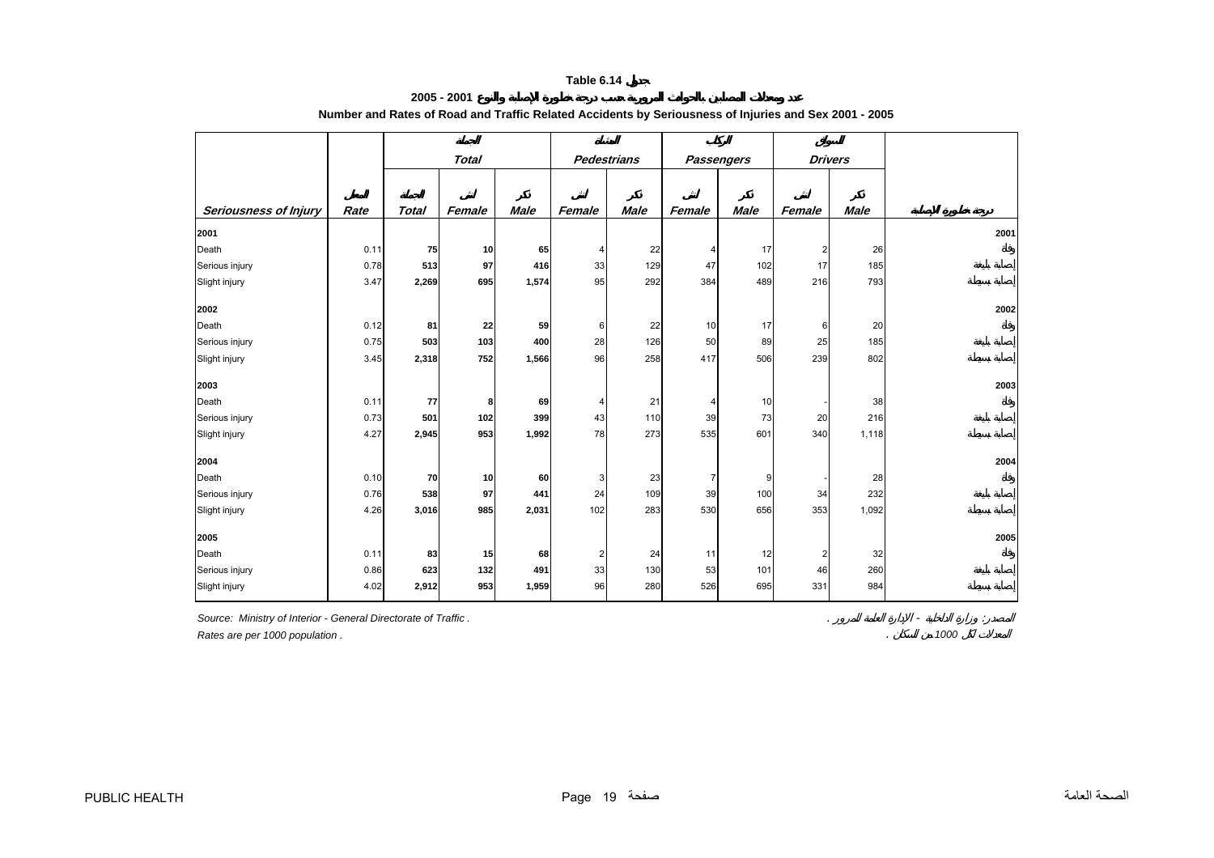**Table 6.14 جدول**

**2005 - 2001 عدد ومعدلات المصابين بالحوادث المرورية حسب درجة خطورة الإصابة والنوع**

**Number and Rates of Road and Traffic Related Accidents by Seriousness of Injuries and Sex 2001 - 2005**

| Seriousness of Injury | المعدل Rate | الجملة Total | | | المشاة Pedestrians | | الركاب Passengers | | السواق Drivers | | درجة خطورة الإصابة |
|---|---|---|---|---|---|---|---|---|---|---|---|
| | | الجملة Total | أنثى Female | ذكر Male | أنثى Female | ذكر Male | أنثى Female | ذكر Male | أنثى Female | ذكر Male | |
| **2001** | | | | | | | | | | | **2001** |
| Death | 0.11 | **75** | **10** | **65** | 4 | 22 | 4 | 17 | 2 | 26 | وفاة |
| Serious injury | 0.78 | **513** | **97** | **416** | 33 | 129 | 47 | 102 | 17 | 185 | إصابة بليغة |
| Slight injury | 3.47 | **2,269** | **695** | **1,574** | 95 | 292 | 384 | 489 | 216 | 793 | إصابة بسيطة |
| **2002** | | | | | | | | | | | **2002** |
| Death | 0.12 | **81** | **22** | **59** | 6 | 22 | 10 | 17 | 6 | 20 | وفاة |
| Serious injury | 0.75 | **503** | **103** | **400** | 28 | 126 | 50 | 89 | 25 | 185 | إصابة بليغة |
| Slight injury | 3.45 | **2,318** | **752** | **1,566** | 96 | 258 | 417 | 506 | 239 | 802 | إصابة بسيطة |
| **2003** | | | | | | | | | | | **2003** |
| Death | 0.11 | **77** | **8** | **69** | 4 | 21 | 4 | 10 | - | 38 | وفاة |
| Serious injury | 0.73 | **501** | **102** | **399** | 43 | 110 | 39 | 73 | 20 | 216 | إصابة بليغة |
| Slight injury | 4.27 | **2,945** | **953** | **1,992** | 78 | 273 | 535 | 601 | 340 | 1,118 | إصابة بسيطة |
| **2004** | | | | | | | | | | | **2004** |
| Death | 0.10 | **70** | **10** | **60** | 3 | 23 | 7 | 9 | - | 28 | وفاة |
| Serious injury | 0.76 | **538** | **97** | **441** | 24 | 109 | 39 | 100 | 34 | 232 | إصابة بليغة |
| Slight injury | 4.26 | **3,016** | **985** | **2,031** | 102 | 283 | 530 | 656 | 353 | 1,092 | إصابة بسيطة |
| **2005** | | | | | | | | | | | **2005** |
| Death | 0.11 | **83** | **15** | **68** | 2 | 24 | 11 | 12 | 2 | 32 | وفاة |
| Serious injury | 0.86 | **623** | **132** | **491** | 33 | 130 | 53 | 101 | 46 | 260 | إصابة بليغة |
| Slight injury | 4.02 | **2,912** | **953** | **1,959** | 96 | 280 | 526 | 695 | 331 | 984 | إصابة بسيطة |

*Source: Ministry of Interior - General Directorate of Traffic .* — *المصدر: وزارة الداخلية - الإدارة العامة للمرور .*

*Rates are per 1000 population .* — *المعدلات لكل 1000 من السكان .*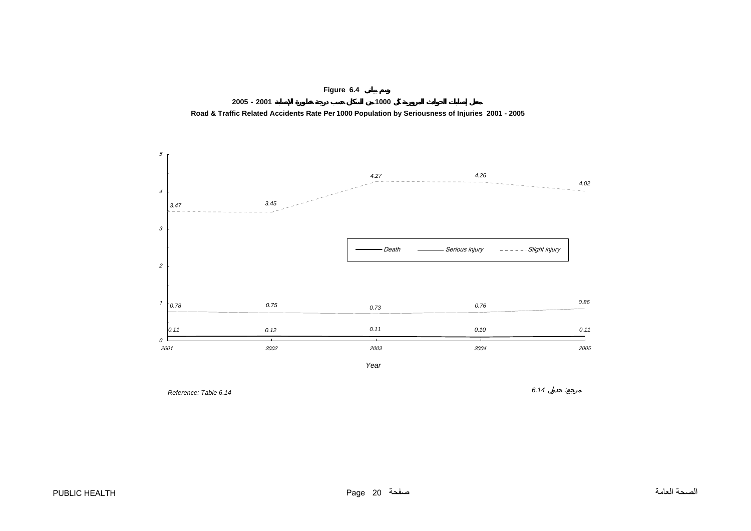**Figure 6.4 رسم بياني**

**معدل إصابات الحوادث المرورية لكل 1000 من السكان حسب درجة خطورة الإصابة 2001 - 2005**

**Road & Traffic Related Accidents Rate Per 1000 Population by Seriousness of Injuries 2001 - 2005**

| Year | Death | Serious injury | Slight injury |
|---|---|---|---|
| 2001 | 0.11 | 0.78 | 3.47 |
| 2002 | 0.12 | 0.75 | 3.45 |
| 2003 | 0.11 | 0.73 | 4.27 |
| 2004 | 0.10 | 0.76 | 4.26 |
| 2005 | 0.11 | 0.86 | 4.02 |

*Reference: Table 6.14* &nbsp;&nbsp;&nbsp;&nbsp; *مرجع: جدول 6.14*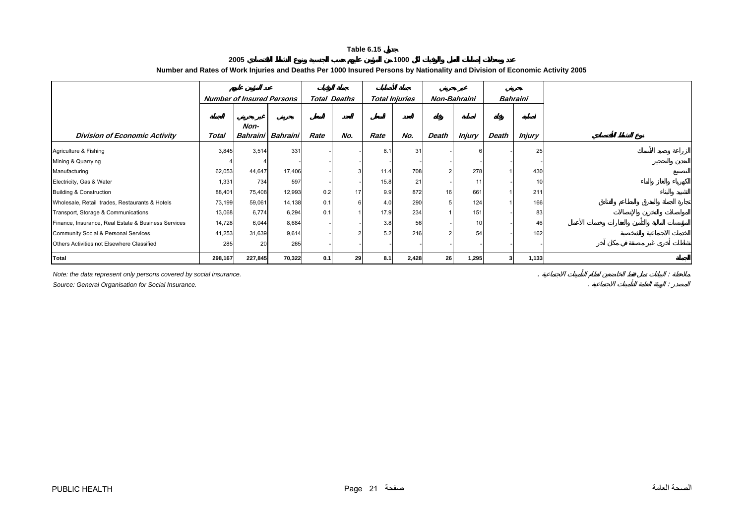**Table 6.15 جدول**

**عدد ومعدلات إصابات العمل والوفيات لكل 1000 من المؤمن عليهم حسب الجنسية ونوع النشاط الاقتصادي 2005**

**Number and Rates of Work Injuries and Deaths Per 1000 Insured Persons by Nationality and Division of Economic Activity 2005**

| | عدد المؤمن عليهم *Number of Insured Persons* | | | جملة الوفيات *Total Deaths* | | جملة الإصابات *Total Injuries* | | غير بحريني *Non-Bahraini* | | بحريني *Bahraini* | | |
|---|---|---|---|---|---|---|---|---|---|---|---|---|
| ***Division of Economic Activity*** | الجملة ***Total*** | غير بحريني ***Non-Bahraini*** | بحريني ***Bahraini*** | المعدل ***Rate*** | العدد ***No.*** | المعدل ***Rate*** | العدد ***No.*** | وفاة ***Death*** | إصابة ***Injury*** | وفاة ***Death*** | إصابة ***Injury*** | **نوع النشاط الاقتصادي** |
| Agriculture & Fishing | 3,845 | 3,514 | 331 | - | - | 8.1 | 31 | - | 6 | - | 25 | الزراعة وصيد الأسماك |
| Mining & Quarrying | 4 | 4 | - | - | - | - | - | - | - | - | - | التعدين والتحجير |
| Manufacturing | 62,053 | 44,647 | 17,406 | - | 3 | 11.4 | 708 | 2 | 278 | 1 | 430 | التصنيع |
| Electricity, Gas & Water | 1,331 | 734 | 597 | - | - | 15.8 | 21 | - | 11 | - | 10 | الكهرباء والغاز والماء |
| Building & Construction | 88,401 | 75,408 | 12,993 | 0.2 | 17 | 9.9 | 872 | 16 | 661 | 1 | 211 | التشييد والبناء |
| Wholesale, Retail trades, Restaurants & Hotels | 73,199 | 59,061 | 14,138 | 0.1 | 6 | 4.0 | 290 | 5 | 124 | 1 | 166 | تجارة الجملة والمفرق والمطاعم والفنادق |
| Transport, Storage & Communications | 13,068 | 6,774 | 6,294 | 0.1 | 1 | 17.9 | 234 | 1 | 151 | - | 83 | المواصلات والتخزين والإتصالات |
| Finance, Insurance, Real Estate & Business Services | 14,728 | 6,044 | 8,684 | - | - | 3.8 | 56 | - | 10 | - | 46 | المؤسسات المالية والتأمين والعقارات وخدمات الأعمال |
| Community Social & Personal Services | 41,253 | 31,639 | 9,614 | - | 2 | 5.2 | 216 | 2 | 54 | - | 162 | الخدمات الاجتماعية والشخصية |
| Others Activities not Elsewhere Classified | 285 | 20 | 265 | - | - | - | - | - | - | - | - | نشاطات أخرى غير مصنفة في مكان آخر |
| **Total** | **298,167** | **227,845** | **70,322** | **0.1** | **29** | **8.1** | **2,428** | **26** | **1,295** | **3** | **1,133** | **الجملة** |

*Note: the data represent only persons covered by social insurance.* ملاحظة : البيانات تمثل فقط الخاضعين لنظام التأمينات الاجتماعية .

*Source: General Organisation for Social Insurance.* المصدر : الهيئة العامة للتأمينات الاجتماعية .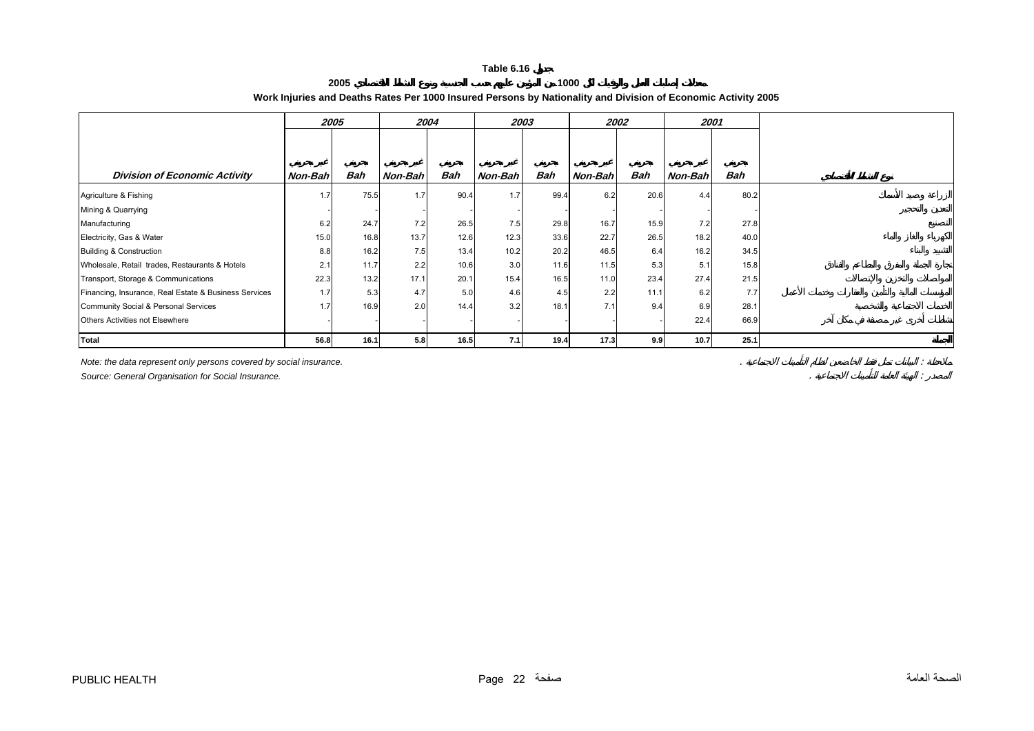# Table 6.16 جدول

## معدلات إصابات العمل والوفيات لكل 1000 من المؤمن عليهم حسب الجنسية ونوع النشاط الاقتصادي 2005

## Work Injuries and Deaths Rates Per 1000 Insured Persons by Nationality and Division of Economic Activity 2005

| Division of Economic Activity | 2005 | | 2004 | | 2003 | | 2002 | | 2001 | | نوع النشاط الاقتصادي |
|---|---|---|---|---|---|---|---|---|---|---|---|
| | غير بحريني Non-Bah | بحريني Bah | غير بحريني Non-Bah | بحريني Bah | غير بحريني Non-Bah | بحريني Bah | غير بحريني Non-Bah | بحريني Bah | غير بحريني Non-Bah | بحريني Bah | |
| Agriculture & Fishing | 1.7 | 75.5 | 1.7 | 90.4 | 1.7 | 99.4 | 6.2 | 20.6 | 4.4 | 80.2 | الزراعة وصيد الأسماك |
| Mining & Quarrying | - | - | - | - | - | - | - | - | - | - | التعدين والتحجير |
| Manufacturing | 6.2 | 24.7 | 7.2 | 26.5 | 7.5 | 29.8 | 16.7 | 15.9 | 7.2 | 27.8 | التصنيع |
| Electricity, Gas & Water | 15.0 | 16.8 | 13.7 | 12.6 | 12.3 | 33.6 | 22.7 | 26.5 | 18.2 | 40.0 | الكهرباء والغاز والماء |
| Building & Construction | 8.8 | 16.2 | 7.5 | 13.4 | 10.2 | 20.2 | 46.5 | 6.4 | 16.2 | 34.5 | التشييد والبناء |
| Wholesale, Retail trades, Restaurants & Hotels | 2.1 | 11.7 | 2.2 | 10.6 | 3.0 | 11.6 | 11.5 | 5.3 | 5.1 | 15.8 | تجارة الجملة والمفرق والمطاعم والفنادق |
| Transport, Storage & Communications | 22.3 | 13.2 | 17.1 | 20.1 | 15.4 | 16.5 | 11.0 | 23.4 | 27.4 | 21.5 | المواصلات والتخزين والإتصالات |
| Financing, Insurance, Real Estate & Business Services | 1.7 | 5.3 | 4.7 | 5.0 | 4.6 | 4.5 | 2.2 | 11.1 | 6.2 | 7.7 | المؤسسات المالية والتأمين والعقارات وخدمات الأعمال |
| Community Social & Personal Services | 1.7 | 16.9 | 2.0 | 14.4 | 3.2 | 18.1 | 7.1 | 9.4 | 6.9 | 28.1 | الخدمات الاجتماعية والشخصية |
| Others Activities not Elsewhere | - | - | - | - | - | - | - | - | 22.4 | 66.9 | نشاطات أخرى غير مصنفة في مكان آخر |
| **Total** | **56.8** | **16.1** | **5.8** | **16.5** | **7.1** | **19.4** | **17.3** | **9.9** | **10.7** | **25.1** | **الجملة** |

*Note: the data represent only persons covered by social insurance.*

ملاحظة : البيانات تمثل فقط الخاضعين لنظام التأمينات الاجتماعية .

*Source: General Organisation for Social Insurance.*

المصدر : الهيئة العامة للتأمينات الاجتماعية .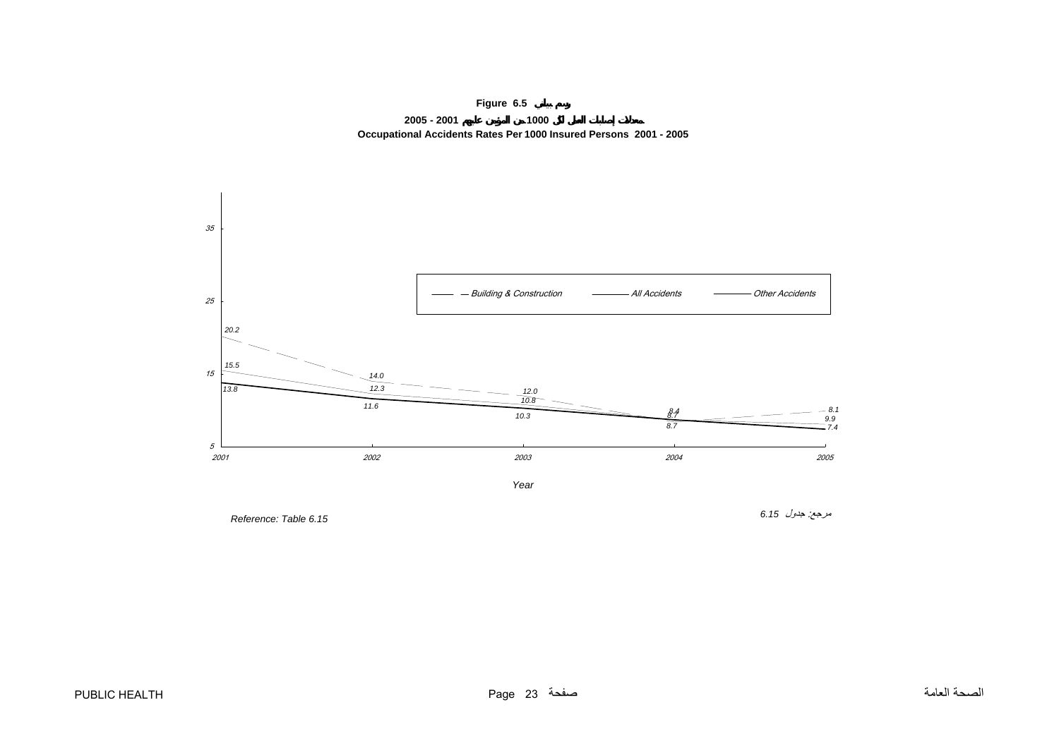**Figure 6.5 رسم بياني**

**معدلات إصابات العمل لكل 1000 من المؤمن عليهم 2001 - 2005**

**Occupational Accidents Rates Per 1000 Insured Persons 2001 - 2005**

35
25
15
5

Building & Construction
All Accidents
Other Accidents

20.2
15.5
13.8
14.0
12.3
11.6
12.0
10.8
10.3
8.4
8.7
8.7
8.1
9.9
7.4

2001
2002
2003
2004
2005

Year

Reference: Table 6.15

مرجع: جدول 6.15

PUBLIC HEALTH

الصحة العامة